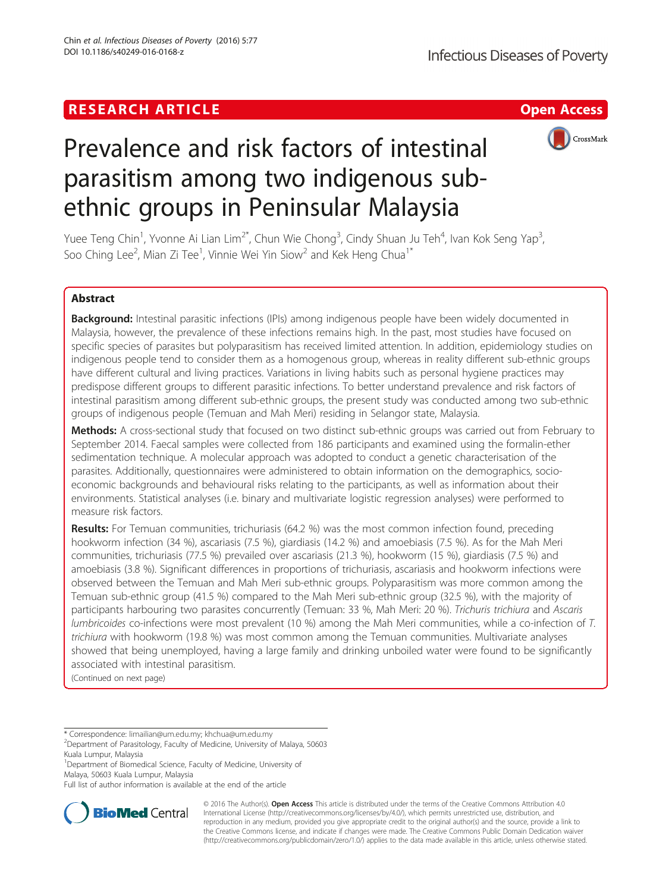RESEARCH ARTICLE

Open Access

# Prevalence and risk factors of intestinal parasitism among two indigenous sub-ethnic groups in Peninsular Malaysia

Yuee Teng Chin[1], Yvonne Ai Lian Lim[2*], Chun Wie Chong[3], Cindy Shuan Ju Teh[4], Ivan Kok Seng Yap[3], Soo Ching Lee[2], Mian Zi Tee[1], Vinnie Wei Yin Siow[2] and Kek Heng Chua[1*]

## Abstract

**Background:** Intestinal parasitic infections (IPIs) among indigenous people have been widely documented in Malaysia, however, the prevalence of these infections remains high. In the past, most studies have focused on specific species of parasites but polyparasitism has received limited attention. In addition, epidemiology studies on indigenous people tend to consider them as a homogenous group, whereas in reality different sub-ethnic groups have different cultural and living practices. Variations in living habits such as personal hygiene practices may predispose different groups to different parasitic infections. To better understand prevalence and risk factors of intestinal parasitism among different sub-ethnic groups, the present study was conducted among two sub-ethnic groups of indigenous people (Temuan and Mah Meri) residing in Selangor state, Malaysia.

**Methods:** A cross-sectional study that focused on two distinct sub-ethnic groups was carried out from February to September 2014. Faecal samples were collected from 186 participants and examined using the formalin-ether sedimentation technique. A molecular approach was adopted to conduct a genetic characterisation of the parasites. Additionally, questionnaires were administered to obtain information on the demographics, socio-economic backgrounds and behavioural risks relating to the participants, as well as information about their environments. Statistical analyses (i.e. binary and multivariate logistic regression analyses) were performed to measure risk factors.

**Results:** For Temuan communities, trichuriasis (64.2 %) was the most common infection found, preceding hookworm infection (34 %), ascariasis (7.5 %), giardiasis (14.2 %) and amoebiasis (7.5 %). As for the Mah Meri communities, trichuriasis (77.5 %) prevailed over ascariasis (21.3 %), hookworm (15 %), giardiasis (7.5 %) and amoebiasis (3.8 %). Significant differences in proportions of trichuriasis, ascariasis and hookworm infections were observed between the Temuan and Mah Meri sub-ethnic groups. Polyparasitism was more common among the Temuan sub-ethnic group (41.5 %) compared to the Mah Meri sub-ethnic group (32.5 %), with the majority of participants harbouring two parasites concurrently (Temuan: 33 %, Mah Meri: 20 %). *Trichuris trichiura* and *Ascaris lumbricoides* co-infections were most prevalent (10 %) among the Mah Meri communities, while a co-infection of *T. trichiura* with hookworm (19.8 %) was most common among the Temuan communities. Multivariate analyses showed that being unemployed, having a large family and drinking unboiled water were found to be significantly associated with intestinal parasitism.

(Continued on next page)

* Correspondence: limailian@um.edu.my; khchua@um.edu.my
[2]Department of Parasitology, Faculty of Medicine, University of Malaya, 50603 Kuala Lumpur, Malaysia
[1]Department of Biomedical Science, Faculty of Medicine, University of Malaya, 50603 Kuala Lumpur, Malaysia
Full list of author information is available at the end of the article

© 2016 The Author(s). **Open Access** This article is distributed under the terms of the Creative Commons Attribution 4.0 International License (http://creativecommons.org/licenses/by/4.0/), which permits unrestricted use, distribution, and reproduction in any medium, provided you give appropriate credit to the original author(s) and the source, provide a link to the Creative Commons license, and indicate if changes were made. The Creative Commons Public Domain Dedication waiver (http://creativecommons.org/publicdomain/zero/1.0/) applies to the data made available in this article, unless otherwise stated.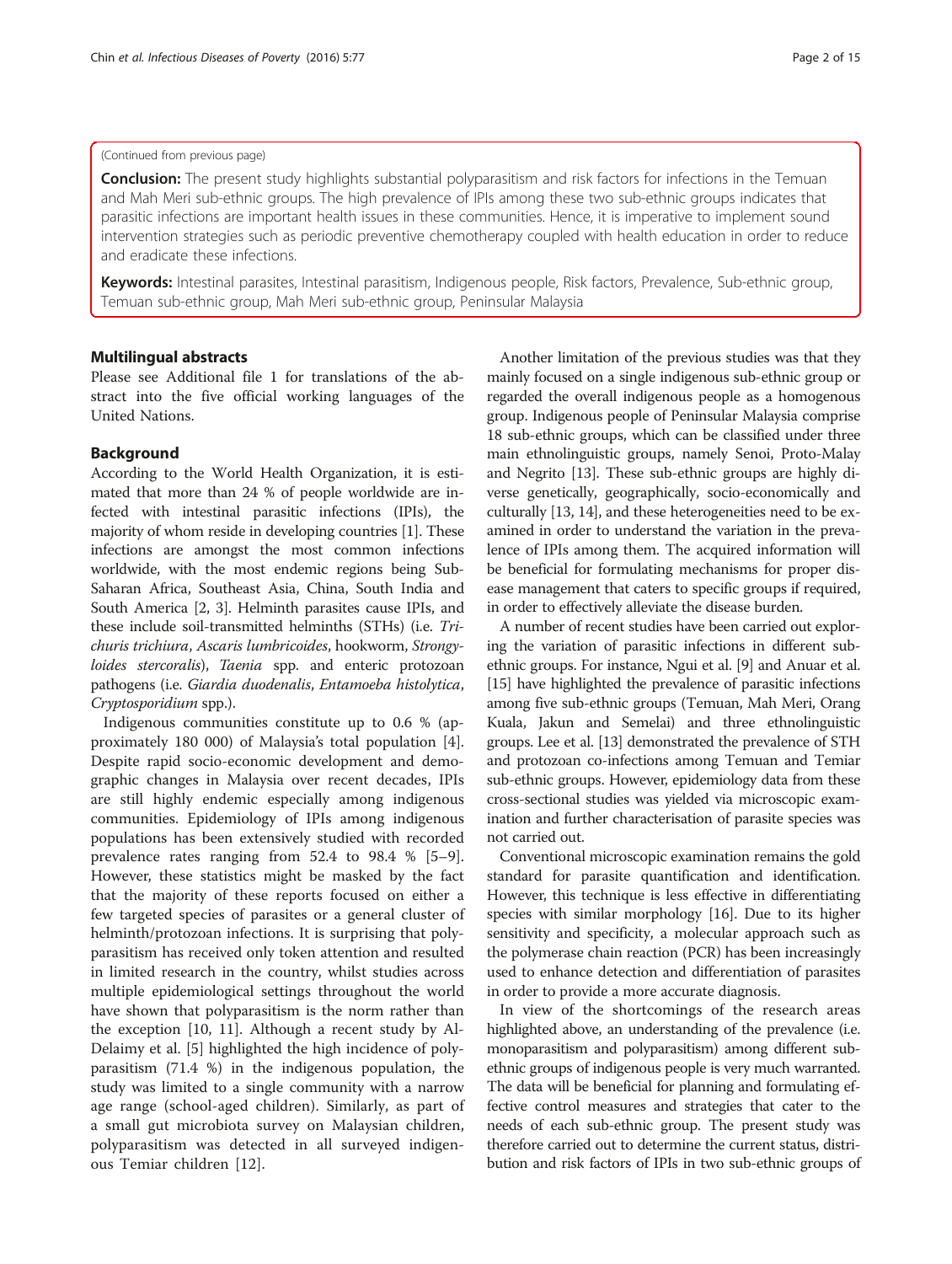(Continued from previous page)

**Conclusion:** The present study highlights substantial polyparasitism and risk factors for infections in the Temuan and Mah Meri sub-ethnic groups. The high prevalence of IPIs among these two sub-ethnic groups indicates that parasitic infections are important health issues in these communities. Hence, it is imperative to implement sound intervention strategies such as periodic preventive chemotherapy coupled with health education in order to reduce and eradicate these infections.

**Keywords:** Intestinal parasites, Intestinal parasitism, Indigenous people, Risk factors, Prevalence, Sub-ethnic group, Temuan sub-ethnic group, Mah Meri sub-ethnic group, Peninsular Malaysia

## Multilingual abstracts

Please see Additional file 1 for translations of the abstract into the five official working languages of the United Nations.

## Background

According to the World Health Organization, it is estimated that more than 24 % of people worldwide are infected with intestinal parasitic infections (IPIs), the majority of whom reside in developing countries [1]. These infections are amongst the most common infections worldwide, with the most endemic regions being Sub-Saharan Africa, Southeast Asia, China, South India and South America [2, 3]. Helminth parasites cause IPIs, and these include soil-transmitted helminths (STHs) (i.e. *Trichuris trichiura*, *Ascaris lumbricoides*, hookworm, *Strongyloides stercoralis*), *Taenia* spp. and enteric protozoan pathogens (i.e. *Giardia duodenalis*, *Entamoeba histolytica*, *Cryptosporidium* spp.).

Indigenous communities constitute up to 0.6 % (approximately 180 000) of Malaysia's total population [4]. Despite rapid socio-economic development and demographic changes in Malaysia over recent decades, IPIs are still highly endemic especially among indigenous communities. Epidemiology of IPIs among indigenous populations has been extensively studied with recorded prevalence rates ranging from 52.4 to 98.4 % [5–9]. However, these statistics might be masked by the fact that the majority of these reports focused on either a few targeted species of parasites or a general cluster of helminth/protozoan infections. It is surprising that polyparasitism has received only token attention and resulted in limited research in the country, whilst studies across multiple epidemiological settings throughout the world have shown that polyparasitism is the norm rather than the exception [10, 11]. Although a recent study by Al-Delaimy et al. [5] highlighted the high incidence of polyparasitism (71.4 %) in the indigenous population, the study was limited to a single community with a narrow age range (school-aged children). Similarly, as part of a small gut microbiota survey on Malaysian children, polyparasitism was detected in all surveyed indigenous Temiar children [12].

Another limitation of the previous studies was that they mainly focused on a single indigenous sub-ethnic group or regarded the overall indigenous people as a homogenous group. Indigenous people of Peninsular Malaysia comprise 18 sub-ethnic groups, which can be classified under three main ethnolinguistic groups, namely Senoi, Proto-Malay and Negrito [13]. These sub-ethnic groups are highly diverse genetically, geographically, socio-economically and culturally [13, 14], and these heterogeneities need to be examined in order to understand the variation in the prevalence of IPIs among them. The acquired information will be beneficial for formulating mechanisms for proper disease management that caters to specific groups if required, in order to effectively alleviate the disease burden.

A number of recent studies have been carried out exploring the variation of parasitic infections in different sub-ethnic groups. For instance, Ngui et al. [9] and Anuar et al. [15] have highlighted the prevalence of parasitic infections among five sub-ethnic groups (Temuan, Mah Meri, Orang Kuala, Jakun and Semelai) and three ethnolinguistic groups. Lee et al. [13] demonstrated the prevalence of STH and protozoan co-infections among Temuan and Temiar sub-ethnic groups. However, epidemiology data from these cross-sectional studies was yielded via microscopic examination and further characterisation of parasite species was not carried out.

Conventional microscopic examination remains the gold standard for parasite quantification and identification. However, this technique is less effective in differentiating species with similar morphology [16]. Due to its higher sensitivity and specificity, a molecular approach such as the polymerase chain reaction (PCR) has been increasingly used to enhance detection and differentiation of parasites in order to provide a more accurate diagnosis.

In view of the shortcomings of the research areas highlighted above, an understanding of the prevalence (i.e. monoparasitism and polyparasitism) among different sub-ethnic groups of indigenous people is very much warranted. The data will be beneficial for planning and formulating effective control measures and strategies that cater to the needs of each sub-ethnic group. The present study was therefore carried out to determine the current status, distribution and risk factors of IPIs in two sub-ethnic groups of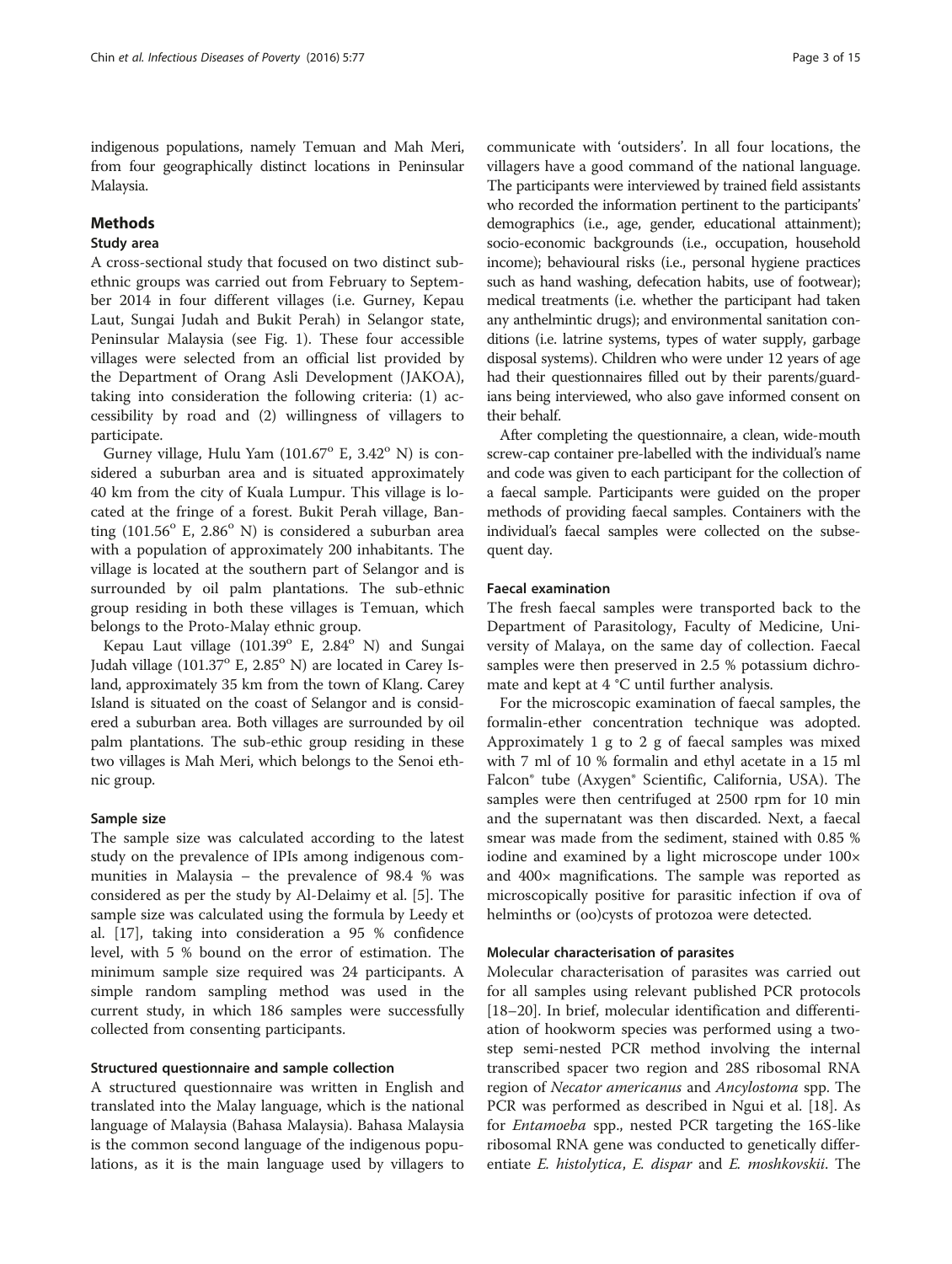indigenous populations, namely Temuan and Mah Meri, from four geographically distinct locations in Peninsular Malaysia.

## Methods

### Study area

A cross-sectional study that focused on two distinct sub-ethnic groups was carried out from February to September 2014 in four different villages (i.e. Gurney, Kepau Laut, Sungai Judah and Bukit Perah) in Selangor state, Peninsular Malaysia (see Fig. 1). These four accessible villages were selected from an official list provided by the Department of Orang Asli Development (JAKOA), taking into consideration the following criteria: (1) accessibility by road and (2) willingness of villagers to participate.

Gurney village, Hulu Yam (101.67° E, 3.42° N) is considered a suburban area and is situated approximately 40 km from the city of Kuala Lumpur. This village is located at the fringe of a forest. Bukit Perah village, Banting (101.56° E, 2.86° N) is considered a suburban area with a population of approximately 200 inhabitants. The village is located at the southern part of Selangor and is surrounded by oil palm plantations. The sub-ethnic group residing in both these villages is Temuan, which belongs to the Proto-Malay ethnic group.

Kepau Laut village (101.39° E, 2.84° N) and Sungai Judah village (101.37° E, 2.85° N) are located in Carey Island, approximately 35 km from the town of Klang. Carey Island is situated on the coast of Selangor and is considered a suburban area. Both villages are surrounded by oil palm plantations. The sub-ethic group residing in these two villages is Mah Meri, which belongs to the Senoi ethnic group.

### Sample size

The sample size was calculated according to the latest study on the prevalence of IPIs among indigenous communities in Malaysia – the prevalence of 98.4 % was considered as per the study by Al-Delaimy et al. [5]. The sample size was calculated using the formula by Leedy et al. [17], taking into consideration a 95 % confidence level, with 5 % bound on the error of estimation. The minimum sample size required was 24 participants. A simple random sampling method was used in the current study, in which 186 samples were successfully collected from consenting participants.

### Structured questionnaire and sample collection

A structured questionnaire was written in English and translated into the Malay language, which is the national language of Malaysia (Bahasa Malaysia). Bahasa Malaysia is the common second language of the indigenous populations, as it is the main language used by villagers to communicate with 'outsiders'. In all four locations, the villagers have a good command of the national language. The participants were interviewed by trained field assistants who recorded the information pertinent to the participants' demographics (i.e., age, gender, educational attainment); socio-economic backgrounds (i.e., occupation, household income); behavioural risks (i.e., personal hygiene practices such as hand washing, defecation habits, use of footwear); medical treatments (i.e. whether the participant had taken any anthelmintic drugs); and environmental sanitation conditions (i.e. latrine systems, types of water supply, garbage disposal systems). Children who were under 12 years of age had their questionnaires filled out by their parents/guardians being interviewed, who also gave informed consent on their behalf.

After completing the questionnaire, a clean, wide-mouth screw-cap container pre-labelled with the individual's name and code was given to each participant for the collection of a faecal sample. Participants were guided on the proper methods of providing faecal samples. Containers with the individual's faecal samples were collected on the subsequent day.

### Faecal examination

The fresh faecal samples were transported back to the Department of Parasitology, Faculty of Medicine, University of Malaya, on the same day of collection. Faecal samples were then preserved in 2.5 % potassium dichromate and kept at 4 °C until further analysis.

For the microscopic examination of faecal samples, the formalin-ether concentration technique was adopted. Approximately 1 g to 2 g of faecal samples was mixed with 7 ml of 10 % formalin and ethyl acetate in a 15 ml Falcon® tube (Axygen® Scientific, California, USA). The samples were then centrifuged at 2500 rpm for 10 min and the supernatant was then discarded. Next, a faecal smear was made from the sediment, stained with 0.85 % iodine and examined by a light microscope under 100× and 400× magnifications. The sample was reported as microscopically positive for parasitic infection if ova of helminths or (oo)cysts of protozoa were detected.

### Molecular characterisation of parasites

Molecular characterisation of parasites was carried out for all samples using relevant published PCR protocols [18–20]. In brief, molecular identification and differentiation of hookworm species was performed using a two-step semi-nested PCR method involving the internal transcribed spacer two region and 28S ribosomal RNA region of *Necator americanus* and *Ancylostoma* spp. The PCR was performed as described in Ngui et al. [18]. As for *Entamoeba* spp., nested PCR targeting the 16S-like ribosomal RNA gene was conducted to genetically differentiate *E. histolytica*, *E. dispar* and *E. moshkovskii*. The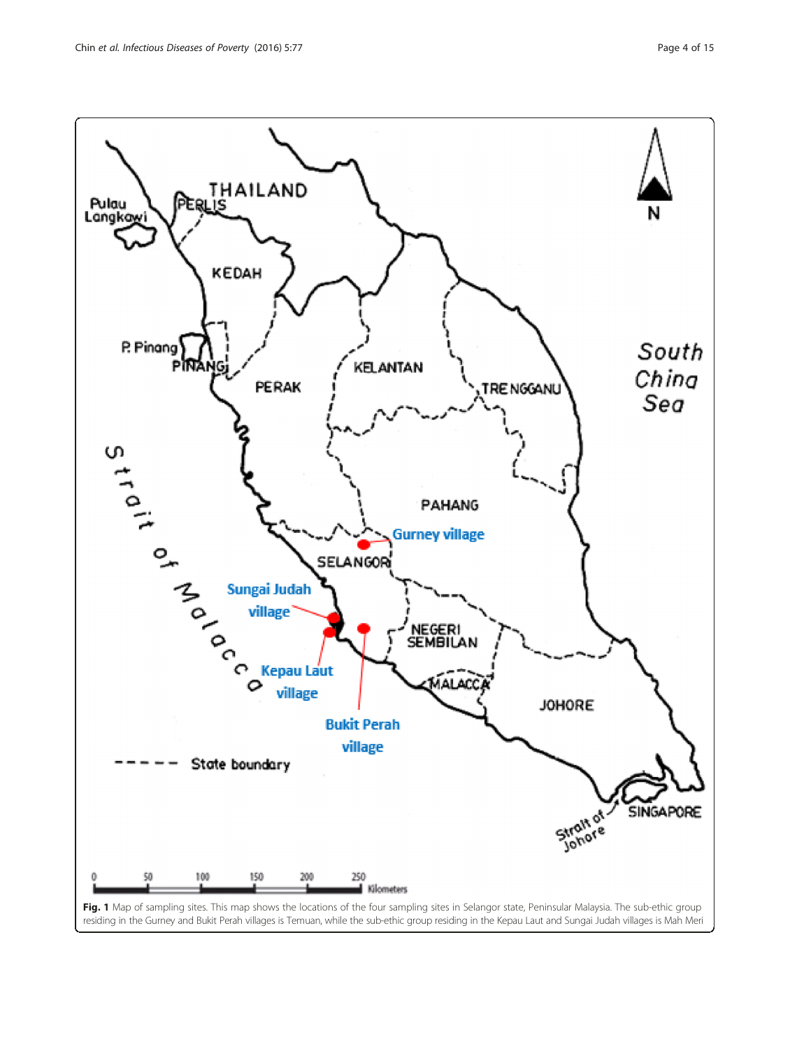**Fig. 1** Map of sampling sites. This map shows the locations of the four sampling sites in Selangor state, Peninsular Malaysia. The sub-ethic group residing in the Gurney and Bukit Perah villages is Temuan, while the sub-ethic group residing in the Kepau Laut and Sungai Judah villages is Mah Meri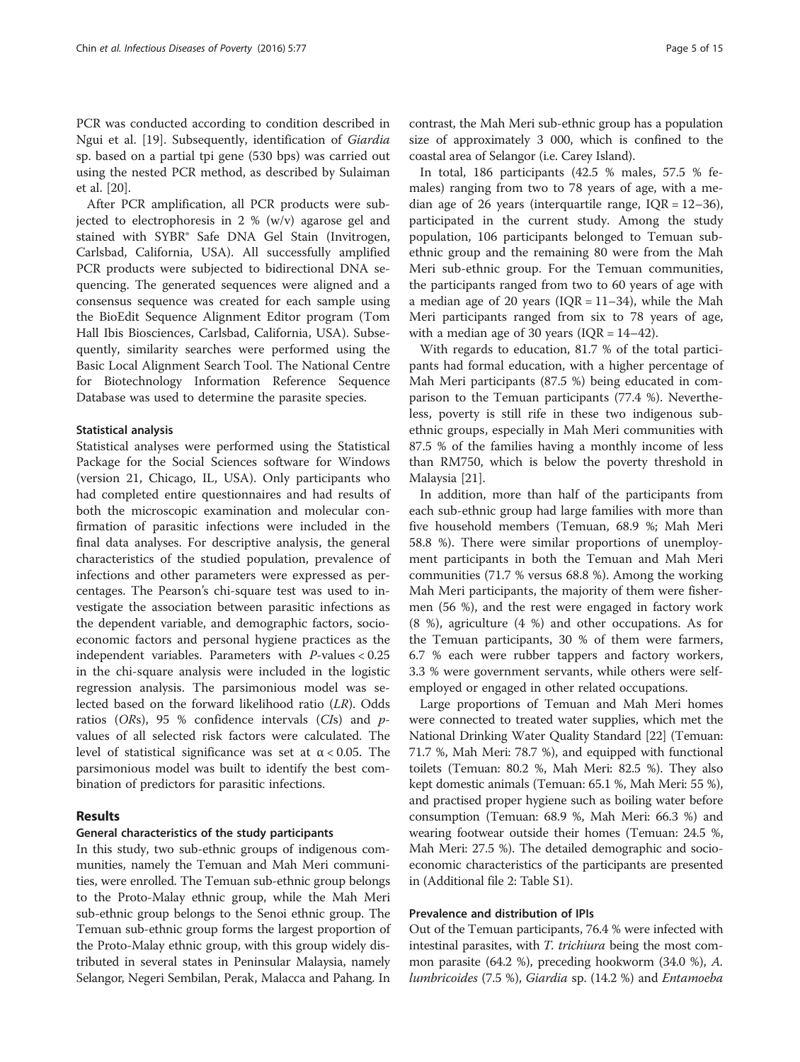PCR was conducted according to condition described in Ngui et al. [19]. Subsequently, identification of *Giardia* sp. based on a partial tpi gene (530 bps) was carried out using the nested PCR method, as described by Sulaiman et al. [20].

After PCR amplification, all PCR products were subjected to electrophoresis in 2 % (w/v) agarose gel and stained with SYBR® Safe DNA Gel Stain (Invitrogen, Carlsbad, California, USA). All successfully amplified PCR products were subjected to bidirectional DNA sequencing. The generated sequences were aligned and a consensus sequence was created for each sample using the BioEdit Sequence Alignment Editor program (Tom Hall Ibis Biosciences, Carlsbad, California, USA). Subsequently, similarity searches were performed using the Basic Local Alignment Search Tool. The National Centre for Biotechnology Information Reference Sequence Database was used to determine the parasite species.

#### Statistical analysis

Statistical analyses were performed using the Statistical Package for the Social Sciences software for Windows (version 21, Chicago, IL, USA). Only participants who had completed entire questionnaires and had results of both the microscopic examination and molecular confirmation of parasitic infections were included in the final data analyses. For descriptive analysis, the general characteristics of the studied population, prevalence of infections and other parameters were expressed as percentages. The Pearson's chi-square test was used to investigate the association between parasitic infections as the dependent variable, and demographic factors, socioeconomic factors and personal hygiene practices as the independent variables. Parameters with *P*-values < 0.25 in the chi-square analysis were included in the logistic regression analysis. The parsimonious model was selected based on the forward likelihood ratio (*LR*). Odds ratios (*OR*s), 95 % confidence intervals (*CI*s) and *p*-values of all selected risk factors were calculated. The level of statistical significance was set at $\alpha < 0.05$. The parsimonious model was built to identify the best combination of predictors for parasitic infections.

## Results

#### General characteristics of the study participants

In this study, two sub-ethnic groups of indigenous communities, namely the Temuan and Mah Meri communities, were enrolled. The Temuan sub-ethnic group belongs to the Proto-Malay ethnic group, while the Mah Meri sub-ethnic group belongs to the Senoi ethnic group. The Temuan sub-ethnic group forms the largest proportion of the Proto-Malay ethnic group, with this group widely distributed in several states in Peninsular Malaysia, namely Selangor, Negeri Sembilan, Perak, Malacca and Pahang. In contrast, the Mah Meri sub-ethnic group has a population size of approximately 3 000, which is confined to the coastal area of Selangor (i.e. Carey Island).

In total, 186 participants (42.5 % males, 57.5 % females) ranging from two to 78 years of age, with a median age of 26 years (interquartile range, IQR = 12–36), participated in the current study. Among the study population, 106 participants belonged to Temuan sub-ethnic group and the remaining 80 were from the Mah Meri sub-ethnic group. For the Temuan communities, the participants ranged from two to 60 years of age with a median age of 20 years (IQR = 11–34), while the Mah Meri participants ranged from six to 78 years of age, with a median age of 30 years (IQR = 14–42).

With regards to education, 81.7 % of the total participants had formal education, with a higher percentage of Mah Meri participants (87.5 %) being educated in comparison to the Temuan participants (77.4 %). Nevertheless, poverty is still rife in these two indigenous sub-ethnic groups, especially in Mah Meri communities with 87.5 % of the families having a monthly income of less than RM750, which is below the poverty threshold in Malaysia [21].

In addition, more than half of the participants from each sub-ethnic group had large families with more than five household members (Temuan, 68.9 %; Mah Meri 58.8 %). There were similar proportions of unemployment participants in both the Temuan and Mah Meri communities (71.7 % versus 68.8 %). Among the working Mah Meri participants, the majority of them were fishermen (56 %), and the rest were engaged in factory work (8 %), agriculture (4 %) and other occupations. As for the Temuan participants, 30 % of them were farmers, 6.7 % each were rubber tappers and factory workers, 3.3 % were government servants, while others were self-employed or engaged in other related occupations.

Large proportions of Temuan and Mah Meri homes were connected to treated water supplies, which met the National Drinking Water Quality Standard [22] (Temuan: 71.7 %, Mah Meri: 78.7 %), and equipped with functional toilets (Temuan: 80.2 %, Mah Meri: 82.5 %). They also kept domestic animals (Temuan: 65.1 %, Mah Meri: 55 %), and practised proper hygiene such as boiling water before consumption (Temuan: 68.9 %, Mah Meri: 66.3 %) and wearing footwear outside their homes (Temuan: 24.5 %, Mah Meri: 27.5 %). The detailed demographic and socioeconomic characteristics of the participants are presented in (Additional file 2: Table S1).

#### Prevalence and distribution of IPIs

Out of the Temuan participants, 76.4 % were infected with intestinal parasites, with *T. trichiura* being the most common parasite (64.2 %), preceding hookworm (34.0 %), *A. lumbricoides* (7.5 %), *Giardia* sp. (14.2 %) and *Entamoeba*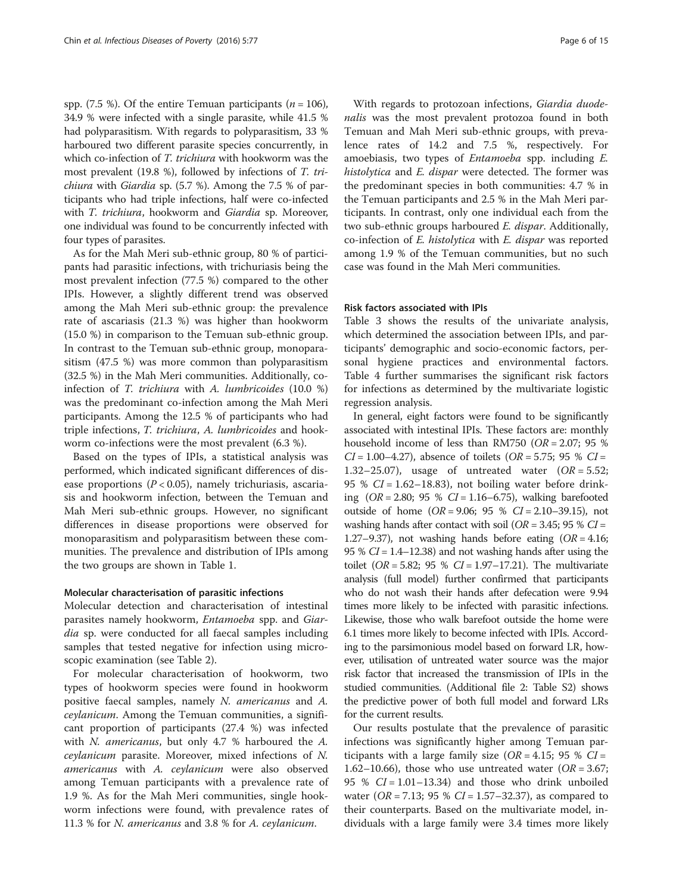spp. (7.5 %). Of the entire Temuan participants ($n = 106$), 34.9 % were infected with a single parasite, while 41.5 % had polyparasitism. With regards to polyparasitism, 33 % harboured two different parasite species concurrently, in which co-infection of *T. trichiura* with hookworm was the most prevalent (19.8 %), followed by infections of *T. trichiura* with *Giardia* sp. (5.7 %). Among the 7.5 % of participants who had triple infections, half were co-infected with *T. trichiura*, hookworm and *Giardia* sp. Moreover, one individual was found to be concurrently infected with four types of parasites.

As for the Mah Meri sub-ethnic group, 80 % of participants had parasitic infections, with trichuriasis being the most prevalent infection (77.5 %) compared to the other IPIs. However, a slightly different trend was observed among the Mah Meri sub-ethnic group: the prevalence rate of ascariasis (21.3 %) was higher than hookworm (15.0 %) in comparison to the Temuan sub-ethnic group. In contrast to the Temuan sub-ethnic group, monoparasitism (47.5 %) was more common than polyparasitism (32.5 %) in the Mah Meri communities. Additionally, co-infection of *T. trichiura* with *A. lumbricoides* (10.0 %) was the predominant co-infection among the Mah Meri participants. Among the 12.5 % of participants who had triple infections, *T. trichiura*, *A. lumbricoides* and hookworm co-infections were the most prevalent (6.3 %).

Based on the types of IPIs, a statistical analysis was performed, which indicated significant differences of disease proportions ($P < 0.05$), namely trichuriasis, ascariasis and hookworm infection, between the Temuan and Mah Meri sub-ethnic groups. However, no significant differences in disease proportions were observed for monoparasitism and polyparasitism between these communities. The prevalence and distribution of IPIs among the two groups are shown in Table 1.

#### Molecular characterisation of parasitic infections

Molecular detection and characterisation of intestinal parasites namely hookworm, *Entamoeba* spp. and *Giardia* sp. were conducted for all faecal samples including samples that tested negative for infection using microscopic examination (see Table 2).

For molecular characterisation of hookworm, two types of hookworm species were found in hookworm positive faecal samples, namely *N. americanus* and *A. ceylanicum*. Among the Temuan communities, a significant proportion of participants (27.4 %) was infected with *N. americanus*, but only 4.7 % harboured the *A. ceylanicum* parasite. Moreover, mixed infections of *N. americanus* with *A. ceylanicum* were also observed among Temuan participants with a prevalence rate of 1.9 %. As for the Mah Meri communities, single hookworm infections were found, with prevalence rates of 11.3 % for *N. americanus* and 3.8 % for *A. ceylanicum*.

With regards to protozoan infections, *Giardia duodenalis* was the most prevalent protozoa found in both Temuan and Mah Meri sub-ethnic groups, with prevalence rates of 14.2 and 7.5 %, respectively. For amoebiasis, two types of *Entamoeba* spp. including *E. histolytica* and *E. dispar* were detected. The former was the predominant species in both communities: 4.7 % in the Temuan participants and 2.5 % in the Mah Meri participants. In contrast, only one individual each from the two sub-ethnic groups harboured *E. dispar*. Additionally, co-infection of *E. histolytica* with *E. dispar* was reported among 1.9 % of the Temuan communities, but no such case was found in the Mah Meri communities.

#### Risk factors associated with IPIs

Table 3 shows the results of the univariate analysis, which determined the association between IPIs, and participants' demographic and socio-economic factors, personal hygiene practices and environmental factors. Table 4 further summarises the significant risk factors for infections as determined by the multivariate logistic regression analysis.

In general, eight factors were found to be significantly associated with intestinal IPIs. These factors are: monthly household income of less than RM750 ($OR = 2.07$; 95 % $CI = 1.00–4.27$), absence of toilets ($OR = 5.75$; 95 % $CI = 1.32–25.07$), usage of untreated water ($OR = 5.52$; 95 % $CI = 1.62–18.83$), not boiling water before drinking ($OR = 2.80$; 95 % $CI = 1.16–6.75$), walking barefooted outside of home ($OR = 9.06$; 95 % $CI = 2.10–39.15$), not washing hands after contact with soil ($OR = 3.45$; 95 % $CI = 1.27–9.37$), not washing hands before eating ($OR = 4.16$; 95 % $CI = 1.4–12.38$) and not washing hands after using the toilet ($OR = 5.82$; 95 % $CI = 1.97–17.21$). The multivariate analysis (full model) further confirmed that participants who do not wash their hands after defecation were 9.94 times more likely to be infected with parasitic infections. Likewise, those who walk barefoot outside the home were 6.1 times more likely to become infected with IPIs. According to the parsimonious model based on forward LR, however, utilisation of untreated water source was the major risk factor that increased the transmission of IPIs in the studied communities. (Additional file 2: Table S2) shows the predictive power of both full model and forward LRs for the current results.

Our results postulate that the prevalence of parasitic infections was significantly higher among Temuan participants with a large family size ($OR = 4.15$; 95 % $CI = 1.62–10.66$), those who use untreated water ($OR = 3.67$; 95 % $CI = 1.01–13.34$) and those who drink unboiled water ($OR = 7.13$; 95 % $CI = 1.57–32.37$), as compared to their counterparts. Based on the multivariate model, individuals with a large family were 3.4 times more likely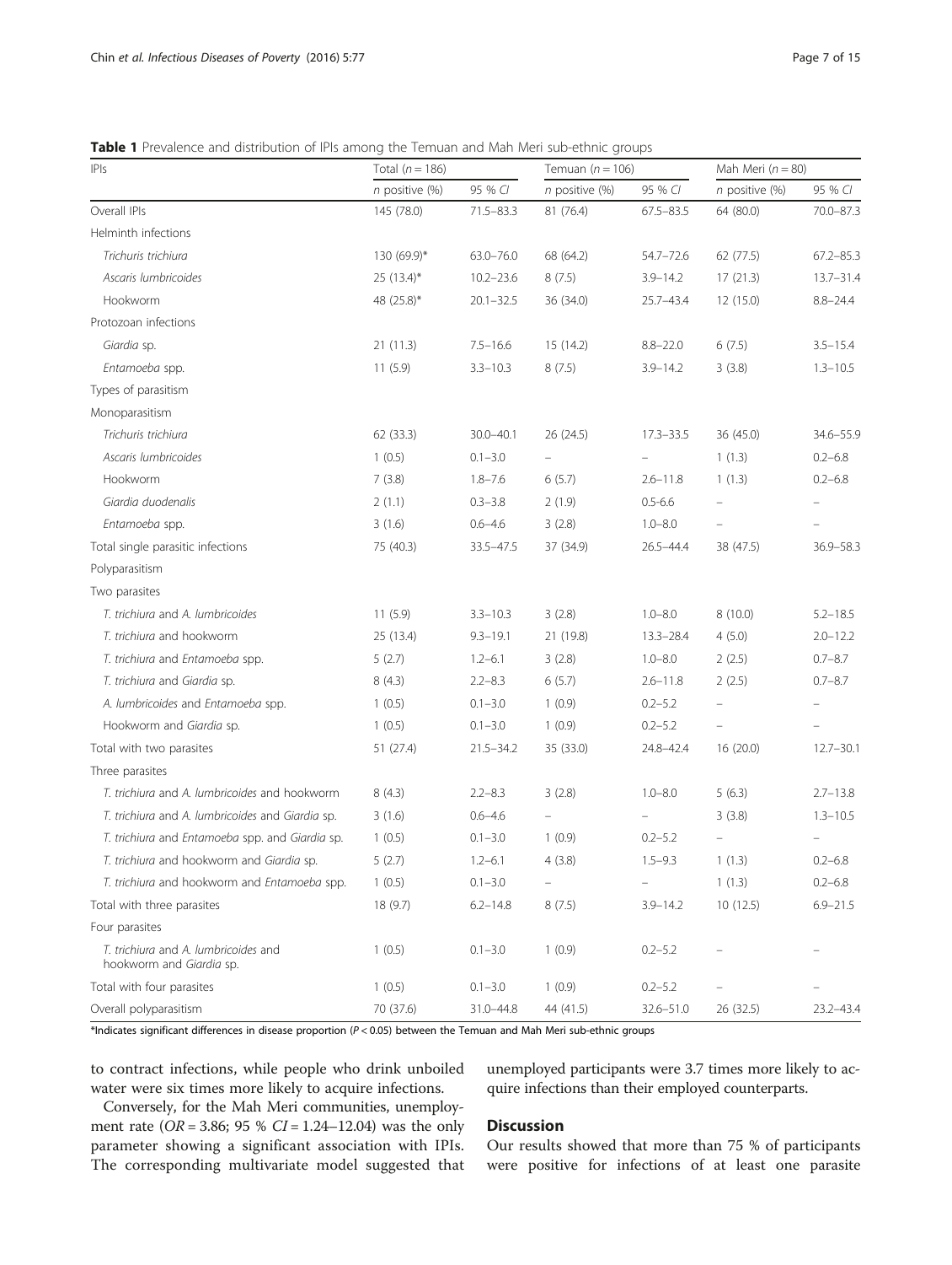**Table 1** Prevalence and distribution of IPIs among the Temuan and Mah Meri sub-ethnic groups

| IPIs | Total ($n = 186$) | | Temuan ($n = 106$) | | Mah Meri ($n = 80$) | |
|---|---|---|---|---|---|---|
| | *n* positive (%) | 95 % *CI* | *n* positive (%) | 95 % *CI* | *n* positive (%) | 95 % *CI* |
| Overall IPIs | 145 (78.0) | 71.5–83.3 | 81 (76.4) | 67.5–83.5 | 64 (80.0) | 70.0–87.3 |
| Helminth infections | | | | | | |
| *Trichuris trichiura* | 130 (69.9)* | 63.0–76.0 | 68 (64.2) | 54.7–72.6 | 62 (77.5) | 67.2–85.3 |
| *Ascaris lumbricoides* | 25 (13.4)* | 10.2–23.6 | 8 (7.5) | 3.9–14.2 | 17 (21.3) | 13.7–31.4 |
| Hookworm | 48 (25.8)* | 20.1–32.5 | 36 (34.0) | 25.7–43.4 | 12 (15.0) | 8.8–24.4 |
| Protozoan infections | | | | | | |
| *Giardia* sp. | 21 (11.3) | 7.5–16.6 | 15 (14.2) | 8.8–22.0 | 6 (7.5) | 3.5–15.4 |
| *Entamoeba* spp. | 11 (5.9) | 3.3–10.3 | 8 (7.5) | 3.9–14.2 | 3 (3.8) | 1.3–10.5 |
| Types of parasitism | | | | | | |
| Monoparasitism | | | | | | |
| *Trichuris trichiura* | 62 (33.3) | 30.0–40.1 | 26 (24.5) | 17.3–33.5 | 36 (45.0) | 34.6–55.9 |
| *Ascaris lumbricoides* | 1 (0.5) | 0.1–3.0 | – | – | 1 (1.3) | 0.2–6.8 |
| Hookworm | 7 (3.8) | 1.8–7.6 | 6 (5.7) | 2.6–11.8 | 1 (1.3) | 0.2–6.8 |
| *Giardia duodenalis* | 2 (1.1) | 0.3–3.8 | 2 (1.9) | 0.5-6.6 | – | – |
| *Entamoeba* spp. | 3 (1.6) | 0.6–4.6 | 3 (2.8) | 1.0–8.0 | – | – |
| Total single parasitic infections | 75 (40.3) | 33.5–47.5 | 37 (34.9) | 26.5–44.4 | 38 (47.5) | 36.9–58.3 |
| Polyparasitism | | | | | | |
| Two parasites | | | | | | |
| *T. trichiura* and *A. lumbricoides* | 11 (5.9) | 3.3–10.3 | 3 (2.8) | 1.0–8.0 | 8 (10.0) | 5.2–18.5 |
| *T. trichiura* and hookworm | 25 (13.4) | 9.3–19.1 | 21 (19.8) | 13.3–28.4 | 4 (5.0) | 2.0–12.2 |
| *T. trichiura* and *Entamoeba* spp. | 5 (2.7) | 1.2–6.1 | 3 (2.8) | 1.0–8.0 | 2 (2.5) | 0.7–8.7 |
| *T. trichiura* and *Giardia* sp. | 8 (4.3) | 2.2–8.3 | 6 (5.7) | 2.6–11.8 | 2 (2.5) | 0.7–8.7 |
| *A. lumbricoides* and *Entamoeba* spp. | 1 (0.5) | 0.1–3.0 | 1 (0.9) | 0.2–5.2 | – | – |
| Hookworm and *Giardia* sp. | 1 (0.5) | 0.1–3.0 | 1 (0.9) | 0.2–5.2 | – | – |
| Total with two parasites | 51 (27.4) | 21.5–34.2 | 35 (33.0) | 24.8–42.4 | 16 (20.0) | 12.7–30.1 |
| Three parasites | | | | | | |
| *T. trichiura* and *A. lumbricoides* and hookworm | 8 (4.3) | 2.2–8.3 | 3 (2.8) | 1.0–8.0 | 5 (6.3) | 2.7–13.8 |
| *T. trichiura* and *A. lumbricoides* and *Giardia* sp. | 3 (1.6) | 0.6–4.6 | – | – | 3 (3.8) | 1.3–10.5 |
| *T. trichiura* and *Entamoeba* spp. and *Giardia* sp. | 1 (0.5) | 0.1–3.0 | 1 (0.9) | 0.2–5.2 | – | – |
| *T. trichiura* and hookworm and *Giardia* sp. | 5 (2.7) | 1.2–6.1 | 4 (3.8) | 1.5–9.3 | 1 (1.3) | 0.2–6.8 |
| *T. trichiura* and hookworm and *Entamoeba* spp. | 1 (0.5) | 0.1–3.0 | – | – | 1 (1.3) | 0.2–6.8 |
| Total with three parasites | 18 (9.7) | 6.2–14.8 | 8 (7.5) | 3.9–14.2 | 10 (12.5) | 6.9–21.5 |
| Four parasites | | | | | | |
| *T. trichiura* and *A. lumbricoides* and hookworm and *Giardia* sp. | 1 (0.5) | 0.1–3.0 | 1 (0.9) | 0.2–5.2 | – | – |
| Total with four parasites | 1 (0.5) | 0.1–3.0 | 1 (0.9) | 0.2–5.2 | – | – |
| Overall polyparasitism | 70 (37.6) | 31.0–44.8 | 44 (41.5) | 32.6–51.0 | 26 (32.5) | 23.2–43.4 |

*Indicates significant differences in disease proportion ($P < 0.05$) between the Temuan and Mah Meri sub-ethnic groups

to contract infections, while people who drink unboiled water were six times more likely to acquire infections.

Conversely, for the Mah Meri communities, unemployment rate ($OR = 3.86$; 95 % $CI = 1.24–12.04$) was the only parameter showing a significant association with IPIs. The corresponding multivariate model suggested that unemployed participants were 3.7 times more likely to acquire infections than their employed counterparts.

## Discussion

Our results showed that more than 75 % of participants were positive for infections of at least one parasite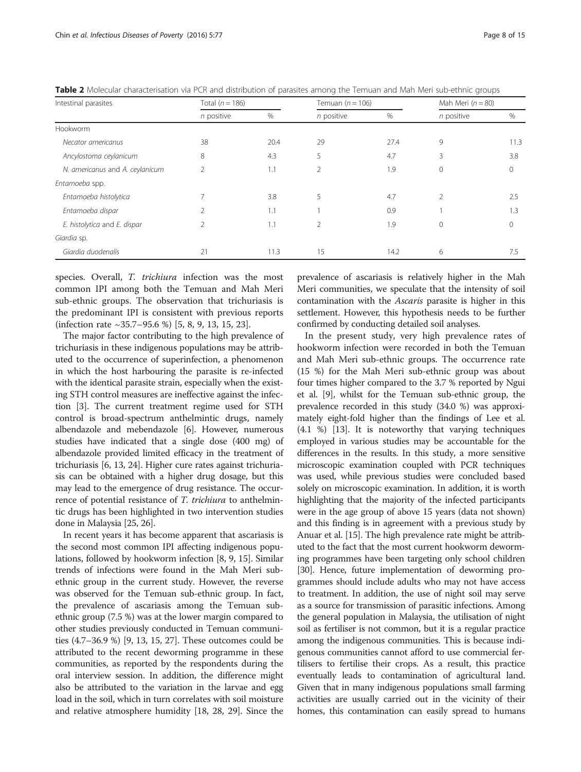**Table 2** Molecular characterisation via PCR and distribution of parasites among the Temuan and Mah Meri sub-ethnic groups

| Intestinal parasites | Total (*n* = 186) | | Temuan (*n* = 106) | | Mah Meri (*n* = 80) | |
|---|---|---|---|---|---|---|
| | *n* positive | % | *n* positive | % | *n* positive | % |
| Hookworm | | | | | | |
| *Necator americanus* | 38 | 20.4 | 29 | 27.4 | 9 | 11.3 |
| *Ancylostoma ceylanicum* | 8 | 4.3 | 5 | 4.7 | 3 | 3.8 |
| *N. americanus* and *A. ceylanicum* | 2 | 1.1 | 2 | 1.9 | 0 | 0 |
| *Entamoeba* spp. | | | | | | |
| *Entamoeba histolytica* | 7 | 3.8 | 5 | 4.7 | 2 | 2.5 |
| *Entamoeba dispar* | 2 | 1.1 | 1 | 0.9 | 1 | 1.3 |
| *E. histolytica* and *E. dispar* | 2 | 1.1 | 2 | 1.9 | 0 | 0 |
| *Giardia* sp. | | | | | | |
| *Giardia duodenalis* | 21 | 11.3 | 15 | 14.2 | 6 | 7.5 |

species. Overall, *T. trichiura* infection was the most common IPI among both the Temuan and Mah Meri sub-ethnic groups. The observation that trichuriasis is the predominant IPI is consistent with previous reports (infection rate ~35.7–95.6 %) [5, 8, 9, 13, 15, 23].

The major factor contributing to the high prevalence of trichuriasis in these indigenous populations may be attributed to the occurrence of superinfection, a phenomenon in which the host harbouring the parasite is re-infected with the identical parasite strain, especially when the existing STH control measures are ineffective against the infection [3]. The current treatment regime used for STH control is broad-spectrum anthelmintic drugs, namely albendazole and mebendazole [6]. However, numerous studies have indicated that a single dose (400 mg) of albendazole provided limited efficacy in the treatment of trichuriasis [6, 13, 24]. Higher cure rates against trichuriasis can be obtained with a higher drug dosage, but this may lead to the emergence of drug resistance. The occurrence of potential resistance of *T. trichiura* to anthelmintic drugs has been highlighted in two intervention studies done in Malaysia [25, 26].

In recent years it has become apparent that ascariasis is the second most common IPI affecting indigenous populations, followed by hookworm infection [8, 9, 15]. Similar trends of infections were found in the Mah Meri sub-ethnic group in the current study. However, the reverse was observed for the Temuan sub-ethnic group. In fact, the prevalence of ascariasis among the Temuan sub-ethnic group (7.5 %) was at the lower margin compared to other studies previously conducted in Temuan communities (4.7–36.9 %) [9, 13, 15, 27]. These outcomes could be attributed to the recent deworming programme in these communities, as reported by the respondents during the oral interview session. In addition, the difference might also be attributed to the variation in the larvae and egg load in the soil, which in turn correlates with soil moisture and relative atmosphere humidity [18, 28, 29]. Since the prevalence of ascariasis is relatively higher in the Mah Meri communities, we speculate that the intensity of soil contamination with the *Ascaris* parasite is higher in this settlement. However, this hypothesis needs to be further confirmed by conducting detailed soil analyses.

In the present study, very high prevalence rates of hookworm infection were recorded in both the Temuan and Mah Meri sub-ethnic groups. The occurrence rate (15 %) for the Mah Meri sub-ethnic group was about four times higher compared to the 3.7 % reported by Ngui et al. [9], whilst for the Temuan sub-ethnic group, the prevalence recorded in this study (34.0 %) was approximately eight-fold higher than the findings of Lee et al. (4.1 %) [13]. It is noteworthy that varying techniques employed in various studies may be accountable for the differences in the results. In this study, a more sensitive microscopic examination coupled with PCR techniques was used, while previous studies were concluded based solely on microscopic examination. In addition, it is worth highlighting that the majority of the infected participants were in the age group of above 15 years (data not shown) and this finding is in agreement with a previous study by Anuar et al. [15]. The high prevalence rate might be attributed to the fact that the most current hookworm deworming programmes have been targeting only school children [30]. Hence, future implementation of deworming programmes should include adults who may not have access to treatment. In addition, the use of night soil may serve as a source for transmission of parasitic infections. Among the general population in Malaysia, the utilisation of night soil as fertiliser is not common, but it is a regular practice among the indigenous communities. This is because indigenous communities cannot afford to use commercial fertilisers to fertilise their crops. As a result, this practice eventually leads to contamination of agricultural land. Given that in many indigenous populations small farming activities are usually carried out in the vicinity of their homes, this contamination can easily spread to humans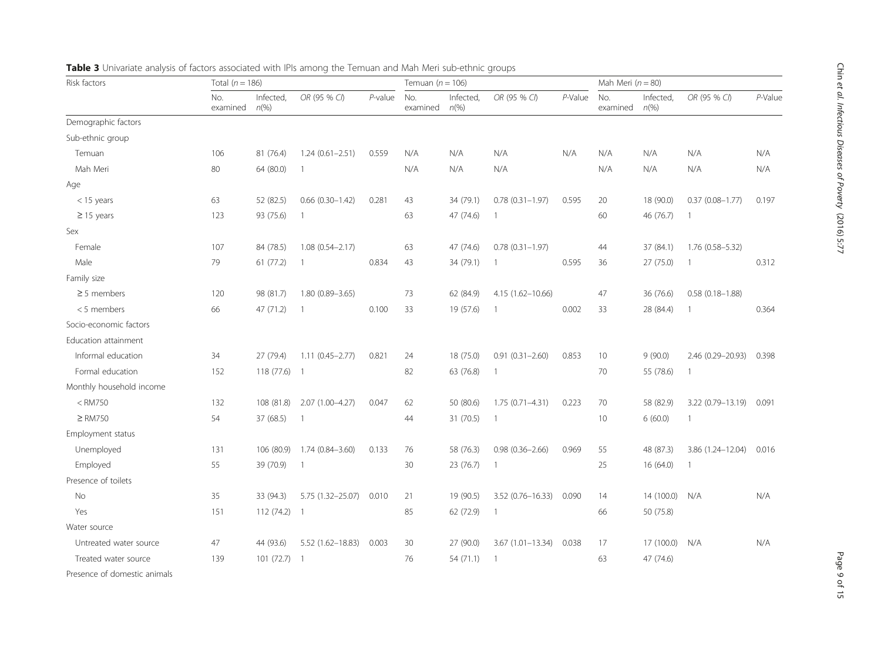**Table 3** Univariate analysis of factors associated with IPIs among the Temuan and Mah Meri sub-ethnic groups

| Risk factors | Total ($n$ = 186) | | | | Temuan ($n$ = 106) | | | | Mah Meri ($n$ = 80) | | | |
|---|---|---|---|---|---|---|---|---|---|---|---|---|
| | No. examined | Infected, $n$(%) | *OR (95 % CI)* | *P*-value | No. examined | Infected, $n$(%) | *OR (95 % CI)* | *P*-Value | No. examined | Infected, $n$(%) | *OR (95 % CI)* | *P*-Value |
| Demographic factors | | | | | | | | | | | | |
| Sub-ethnic group | | | | | | | | | | | | |
| Temuan | 106 | 81 (76.4) | 1.24 (0.61–2.51) | 0.559 | N/A | N/A | N/A | N/A | N/A | N/A | N/A | N/A |
| Mah Meri | 80 | 64 (80.0) | 1 | | N/A | N/A | N/A | | N/A | N/A | N/A | N/A |
| Age | | | | | | | | | | | | |
| < 15 years | 63 | 52 (82.5) | 0.66 (0.30–1.42) | 0.281 | 43 | 34 (79.1) | 0.78 (0.31–1.97) | 0.595 | 20 | 18 (90.0) | 0.37 (0.08–1.77) | 0.197 |
| ≥ 15 years | 123 | 93 (75.6) | 1 | | 63 | 47 (74.6) | 1 | | 60 | 46 (76.7) | 1 | |
| Sex | | | | | | | | | | | | |
| Female | 107 | 84 (78.5) | 1.08 (0.54–2.17) | | 63 | 47 (74.6) | 0.78 (0.31–1.97) | | 44 | 37 (84.1) | 1.76 (0.58–5.32) | |
| Male | 79 | 61 (77.2) | 1 | 0.834 | 43 | 34 (79.1) | 1 | 0.595 | 36 | 27 (75.0) | 1 | 0.312 |
| Family size | | | | | | | | | | | | |
| ≥ 5 members | 120 | 98 (81.7) | 1.80 (0.89–3.65) | | 73 | 62 (84.9) | 4.15 (1.62–10.66) | | 47 | 36 (76.6) | 0.58 (0.18–1.88) | |
| < 5 members | 66 | 47 (71.2) | 1 | 0.100 | 33 | 19 (57.6) | 1 | 0.002 | 33 | 28 (84.4) | 1 | 0.364 |
| Socio-economic factors | | | | | | | | | | | | |
| Education attainment | | | | | | | | | | | | |
| Informal education | 34 | 27 (79.4) | 1.11 (0.45–2.77) | 0.821 | 24 | 18 (75.0) | 0.91 (0.31–2.60) | 0.853 | 10 | 9 (90.0) | 2.46 (0.29–20.93) | 0.398 |
| Formal education | 152 | 118 (77.6) | 1 | | 82 | 63 (76.8) | 1 | | 70 | 55 (78.6) | 1 | |
| Monthly household income | | | | | | | | | | | | |
| < RM750 | 132 | 108 (81.8) | 2.07 (1.00–4.27) | 0.047 | 62 | 50 (80.6) | 1.75 (0.71–4.31) | 0.223 | 70 | 58 (82.9) | 3.22 (0.79–13.19) | 0.091 |
| ≥ RM750 | 54 | 37 (68.5) | 1 | | 44 | 31 (70.5) | 1 | | 10 | 6 (60.0) | 1 | |
| Employment status | | | | | | | | | | | | |
| Unemployed | 131 | 106 (80.9) | 1.74 (0.84–3.60) | 0.133 | 76 | 58 (76.3) | 0.98 (0.36–2.66) | 0.969 | 55 | 48 (87.3) | 3.86 (1.24–12.04) | 0.016 |
| Employed | 55 | 39 (70.9) | 1 | | 30 | 23 (76.7) | 1 | | 25 | 16 (64.0) | 1 | |
| Presence of toilets | | | | | | | | | | | | |
| No | 35 | 33 (94.3) | 5.75 (1.32–25.07) | 0.010 | 21 | 19 (90.5) | 3.52 (0.76–16.33) | 0.090 | 14 | 14 (100.0) | N/A | N/A |
| Yes | 151 | 112 (74.2) | 1 | | 85 | 62 (72.9) | 1 | | 66 | 50 (75.8) | | |
| Water source | | | | | | | | | | | | |
| Untreated water source | 47 | 44 (93.6) | 5.52 (1.62–18.83) | 0.003 | 30 | 27 (90.0) | 3.67 (1.01–13.34) | 0.038 | 17 | 17 (100.0) | N/A | N/A |
| Treated water source | 139 | 101 (72.7) | 1 | | 76 | 54 (71.1) | 1 | | 63 | 47 (74.6) | | |
| Presence of domestic animals | | | | | | | | | | | | |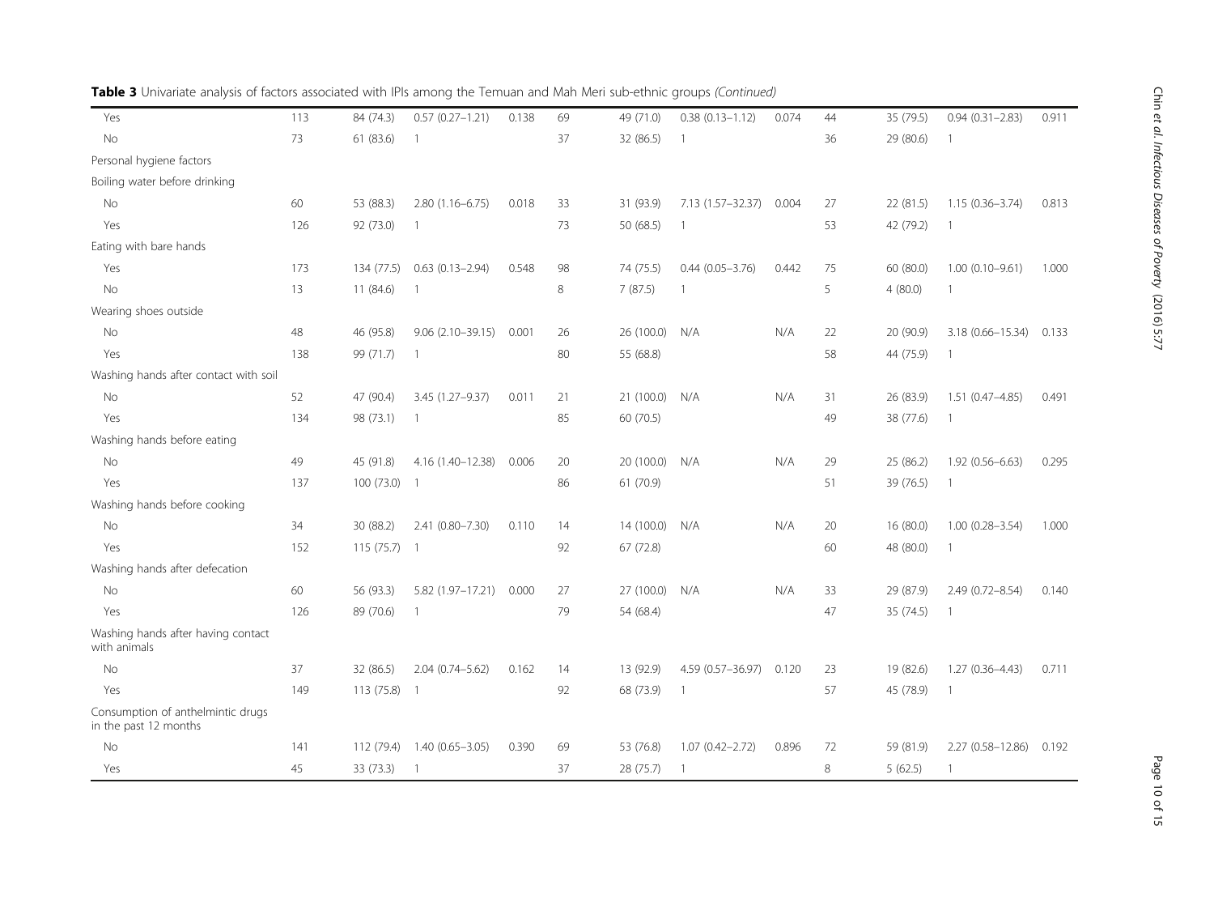**Table 3** Univariate analysis of factors associated with IPIs among the Temuan and Mah Meri sub-ethnic groups *(Continued)*

| | | | | | | | | | | | | |
|---|---|---|---|---|---|---|---|---|---|---|---|---|
| Yes | 113 | 84 (74.3) | 0.57 (0.27–1.21) | 0.138 | 69 | 49 (71.0) | 0.38 (0.13–1.12) | 0.074 | 44 | 35 (79.5) | 0.94 (0.31–2.83) | 0.911 |
| No | 73 | 61 (83.6) | 1 | | 37 | 32 (86.5) | 1 | | 36 | 29 (80.6) | 1 | |
| Personal hygiene factors | | | | | | | | | | | | |
| Boiling water before drinking | | | | | | | | | | | | |
| No | 60 | 53 (88.3) | 2.80 (1.16–6.75) | 0.018 | 33 | 31 (93.9) | 7.13 (1.57–32.37) | 0.004 | 27 | 22 (81.5) | 1.15 (0.36–3.74) | 0.813 |
| Yes | 126 | 92 (73.0) | 1 | | 73 | 50 (68.5) | 1 | | 53 | 42 (79.2) | 1 | |
| Eating with bare hands | | | | | | | | | | | | |
| Yes | 173 | 134 (77.5) | 0.63 (0.13–2.94) | 0.548 | 98 | 74 (75.5) | 0.44 (0.05–3.76) | 0.442 | 75 | 60 (80.0) | 1.00 (0.10–9.61) | 1.000 |
| No | 13 | 11 (84.6) | 1 | | 8 | 7 (87.5) | 1 | | 5 | 4 (80.0) | 1 | |
| Wearing shoes outside | | | | | | | | | | | | |
| No | 48 | 46 (95.8) | 9.06 (2.10–39.15) | 0.001 | 26 | 26 (100.0) | N/A | N/A | 22 | 20 (90.9) | 3.18 (0.66–15.34) | 0.133 |
| Yes | 138 | 99 (71.7) | 1 | | 80 | 55 (68.8) | | | 58 | 44 (75.9) | 1 | |
| Washing hands after contact with soil | | | | | | | | | | | | |
| No | 52 | 47 (90.4) | 3.45 (1.27–9.37) | 0.011 | 21 | 21 (100.0) | N/A | N/A | 31 | 26 (83.9) | 1.51 (0.47–4.85) | 0.491 |
| Yes | 134 | 98 (73.1) | 1 | | 85 | 60 (70.5) | | | 49 | 38 (77.6) | 1 | |
| Washing hands before eating | | | | | | | | | | | | |
| No | 49 | 45 (91.8) | 4.16 (1.40–12.38) | 0.006 | 20 | 20 (100.0) | N/A | N/A | 29 | 25 (86.2) | 1.92 (0.56–6.63) | 0.295 |
| Yes | 137 | 100 (73.0) | 1 | | 86 | 61 (70.9) | | | 51 | 39 (76.5) | 1 | |
| Washing hands before cooking | | | | | | | | | | | | |
| No | 34 | 30 (88.2) | 2.41 (0.80–7.30) | 0.110 | 14 | 14 (100.0) | N/A | N/A | 20 | 16 (80.0) | 1.00 (0.28–3.54) | 1.000 |
| Yes | 152 | 115 (75.7) | 1 | | 92 | 67 (72.8) | | | 60 | 48 (80.0) | 1 | |
| Washing hands after defecation | | | | | | | | | | | | |
| No | 60 | 56 (93.3) | 5.82 (1.97–17.21) | 0.000 | 27 | 27 (100.0) | N/A | N/A | 33 | 29 (87.9) | 2.49 (0.72–8.54) | 0.140 |
| Yes | 126 | 89 (70.6) | 1 | | 79 | 54 (68.4) | | | 47 | 35 (74.5) | 1 | |
| Washing hands after having contact with animals | | | | | | | | | | | | |
| No | 37 | 32 (86.5) | 2.04 (0.74–5.62) | 0.162 | 14 | 13 (92.9) | 4.59 (0.57–36.97) | 0.120 | 23 | 19 (82.6) | 1.27 (0.36–4.43) | 0.711 |
| Yes | 149 | 113 (75.8) | 1 | | 92 | 68 (73.9) | 1 | | 57 | 45 (78.9) | 1 | |
| Consumption of anthelmintic drugs in the past 12 months | | | | | | | | | | | | |
| No | 141 | 112 (79.4) | 1.40 (0.65–3.05) | 0.390 | 69 | 53 (76.8) | 1.07 (0.42–2.72) | 0.896 | 72 | 59 (81.9) | 2.27 (0.58–12.86) | 0.192 |
| Yes | 45 | 33 (73.3) | 1 | | 37 | 28 (75.7) | 1 | | 8 | 5 (62.5) | 1 | |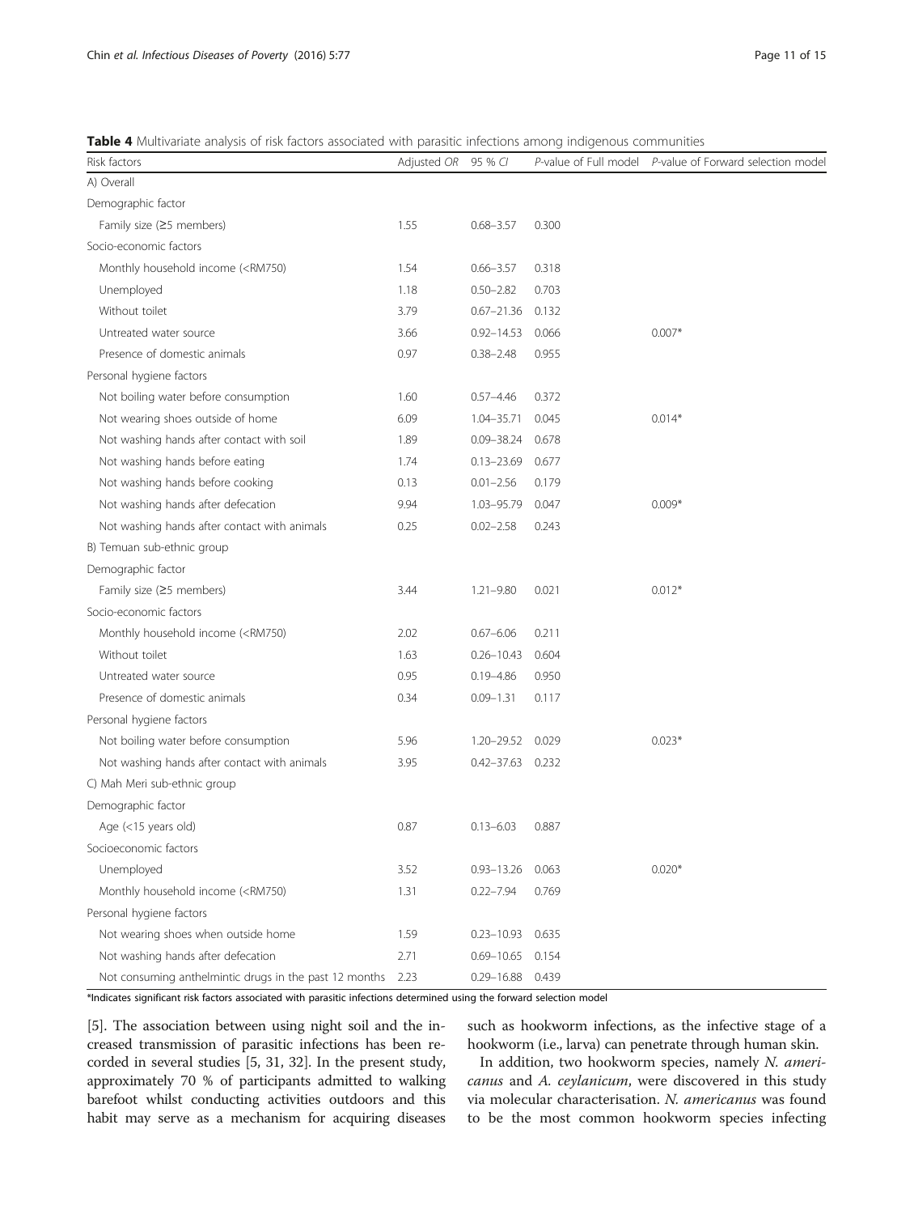**Table 4** Multivariate analysis of risk factors associated with parasitic infections among indigenous communities

| Risk factors | Adjusted *OR* | 95 % *CI* | *P*-value of Full model | *P*-value of Forward selection model |
|---|---|---|---|---|
| A) Overall | | | | |
| Demographic factor | | | | |
| Family size (≥5 members) | 1.55 | 0.68–3.57 | 0.300 | |
| Socio-economic factors | | | | |
| Monthly household income (<RM750) | 1.54 | 0.66–3.57 | 0.318 | |
| Unemployed | 1.18 | 0.50–2.82 | 0.703 | |
| Without toilet | 3.79 | 0.67–21.36 | 0.132 | |
| Untreated water source | 3.66 | 0.92–14.53 | 0.066 | 0.007* |
| Presence of domestic animals | 0.97 | 0.38–2.48 | 0.955 | |
| Personal hygiene factors | | | | |
| Not boiling water before consumption | 1.60 | 0.57–4.46 | 0.372 | |
| Not wearing shoes outside of home | 6.09 | 1.04–35.71 | 0.045 | 0.014* |
| Not washing hands after contact with soil | 1.89 | 0.09–38.24 | 0.678 | |
| Not washing hands before eating | 1.74 | 0.13–23.69 | 0.677 | |
| Not washing hands before cooking | 0.13 | 0.01–2.56 | 0.179 | |
| Not washing hands after defecation | 9.94 | 1.03–95.79 | 0.047 | 0.009* |
| Not washing hands after contact with animals | 0.25 | 0.02–2.58 | 0.243 | |
| B) Temuan sub-ethnic group | | | | |
| Demographic factor | | | | |
| Family size (≥5 members) | 3.44 | 1.21–9.80 | 0.021 | 0.012* |
| Socio-economic factors | | | | |
| Monthly household income (<RM750) | 2.02 | 0.67–6.06 | 0.211 | |
| Without toilet | 1.63 | 0.26–10.43 | 0.604 | |
| Untreated water source | 0.95 | 0.19–4.86 | 0.950 | |
| Presence of domestic animals | 0.34 | 0.09–1.31 | 0.117 | |
| Personal hygiene factors | | | | |
| Not boiling water before consumption | 5.96 | 1.20–29.52 | 0.029 | 0.023* |
| Not washing hands after contact with animals | 3.95 | 0.42–37.63 | 0.232 | |
| C) Mah Meri sub-ethnic group | | | | |
| Demographic factor | | | | |
| Age (<15 years old) | 0.87 | 0.13–6.03 | 0.887 | |
| Socioeconomic factors | | | | |
| Unemployed | 3.52 | 0.93–13.26 | 0.063 | 0.020* |
| Monthly household income (<RM750) | 1.31 | 0.22–7.94 | 0.769 | |
| Personal hygiene factors | | | | |
| Not wearing shoes when outside home | 1.59 | 0.23–10.93 | 0.635 | |
| Not washing hands after defecation | 2.71 | 0.69–10.65 | 0.154 | |
| Not consuming anthelmintic drugs in the past 12 months | 2.23 | 0.29–16.88 | 0.439 | |

*Indicates significant risk factors associated with parasitic infections determined using the forward selection model

[5]. The association between using night soil and the increased transmission of parasitic infections has been recorded in several studies [5, 31, 32]. In the present study, approximately 70 % of participants admitted to walking barefoot whilst conducting activities outdoors and this habit may serve as a mechanism for acquiring diseases such as hookworm infections, as the infective stage of a hookworm (i.e., larva) can penetrate through human skin.

In addition, two hookworm species, namely *N. americanus* and *A. ceylanicum*, were discovered in this study via molecular characterisation. *N. americanus* was found to be the most common hookworm species infecting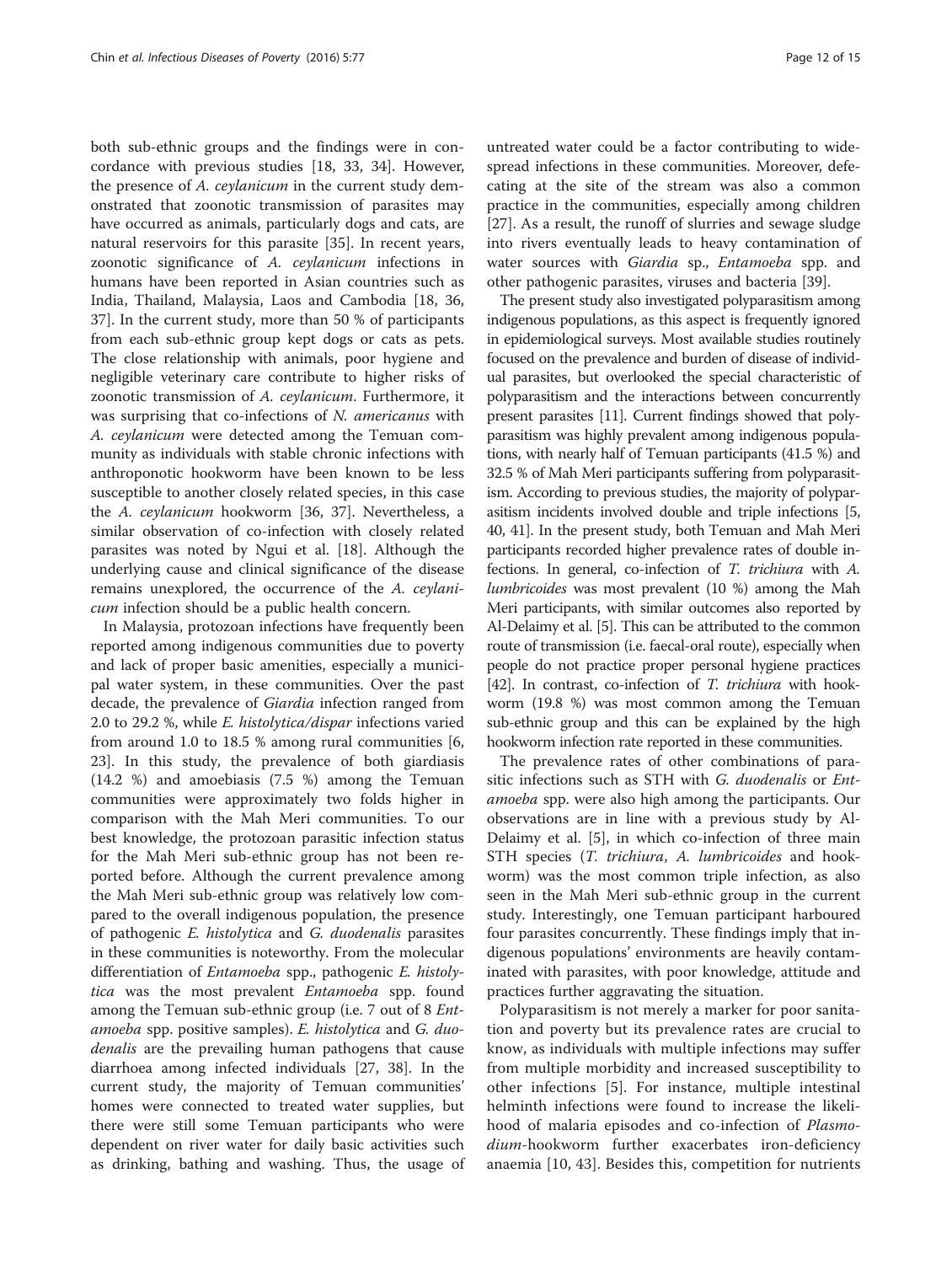both sub-ethnic groups and the findings were in concordance with previous studies [18, 33, 34]. However, the presence of *A. ceylanicum* in the current study demonstrated that zoonotic transmission of parasites may have occurred as animals, particularly dogs and cats, are natural reservoirs for this parasite [35]. In recent years, zoonotic significance of *A. ceylanicum* infections in humans have been reported in Asian countries such as India, Thailand, Malaysia, Laos and Cambodia [18, 36, 37]. In the current study, more than 50 % of participants from each sub-ethnic group kept dogs or cats as pets. The close relationship with animals, poor hygiene and negligible veterinary care contribute to higher risks of zoonotic transmission of *A. ceylanicum*. Furthermore, it was surprising that co-infections of *N. americanus* with *A. ceylanicum* were detected among the Temuan community as individuals with stable chronic infections with anthroponotic hookworm have been known to be less susceptible to another closely related species, in this case the *A. ceylanicum* hookworm [36, 37]. Nevertheless, a similar observation of co-infection with closely related parasites was noted by Ngui et al. [18]. Although the underlying cause and clinical significance of the disease remains unexplored, the occurrence of the *A. ceylanicum* infection should be a public health concern.

In Malaysia, protozoan infections have frequently been reported among indigenous communities due to poverty and lack of proper basic amenities, especially a municipal water system, in these communities. Over the past decade, the prevalence of *Giardia* infection ranged from 2.0 to 29.2 %, while *E. histolytica/dispar* infections varied from around 1.0 to 18.5 % among rural communities [6, 23]. In this study, the prevalence of both giardiasis (14.2 %) and amoebiasis (7.5 %) among the Temuan communities were approximately two folds higher in comparison with the Mah Meri communities. To our best knowledge, the protozoan parasitic infection status for the Mah Meri sub-ethnic group has not been reported before. Although the current prevalence among the Mah Meri sub-ethnic group was relatively low compared to the overall indigenous population, the presence of pathogenic *E. histolytica* and *G. duodenalis* parasites in these communities is noteworthy. From the molecular differentiation of *Entamoeba* spp., pathogenic *E. histolytica* was the most prevalent *Entamoeba* spp. found among the Temuan sub-ethnic group (i.e. 7 out of 8 *Entamoeba* spp. positive samples). *E. histolytica* and *G. duodenalis* are the prevailing human pathogens that cause diarrhoea among infected individuals [27, 38]. In the current study, the majority of Temuan communities' homes were connected to treated water supplies, but there were still some Temuan participants who were dependent on river water for daily basic activities such as drinking, bathing and washing. Thus, the usage of untreated water could be a factor contributing to widespread infections in these communities. Moreover, defecating at the site of the stream was also a common practice in the communities, especially among children [27]. As a result, the runoff of slurries and sewage sludge into rivers eventually leads to heavy contamination of water sources with *Giardia* sp., *Entamoeba* spp. and other pathogenic parasites, viruses and bacteria [39].

The present study also investigated polyparasitism among indigenous populations, as this aspect is frequently ignored in epidemiological surveys. Most available studies routinely focused on the prevalence and burden of disease of individual parasites, but overlooked the special characteristic of polyparasitism and the interactions between concurrently present parasites [11]. Current findings showed that polyparasitism was highly prevalent among indigenous populations, with nearly half of Temuan participants (41.5 %) and 32.5 % of Mah Meri participants suffering from polyparasitism. According to previous studies, the majority of polyparasitism incidents involved double and triple infections [5, 40, 41]. In the present study, both Temuan and Mah Meri participants recorded higher prevalence rates of double infections. In general, co-infection of *T. trichiura* with *A. lumbricoides* was most prevalent (10 %) among the Mah Meri participants, with similar outcomes also reported by Al-Delaimy et al. [5]. This can be attributed to the common route of transmission (i.e. faecal-oral route), especially when people do not practice proper personal hygiene practices [42]. In contrast, co-infection of *T. trichiura* with hookworm (19.8 %) was most common among the Temuan sub-ethnic group and this can be explained by the high hookworm infection rate reported in these communities.

The prevalence rates of other combinations of parasitic infections such as STH with *G. duodenalis* or *Entamoeba* spp. were also high among the participants. Our observations are in line with a previous study by Al-Delaimy et al. [5], in which co-infection of three main STH species (*T. trichiura*, *A. lumbricoides* and hookworm) was the most common triple infection, as also seen in the Mah Meri sub-ethnic group in the current study. Interestingly, one Temuan participant harboured four parasites concurrently. These findings imply that indigenous populations' environments are heavily contaminated with parasites, with poor knowledge, attitude and practices further aggravating the situation.

Polyparasitism is not merely a marker for poor sanitation and poverty but its prevalence rates are crucial to know, as individuals with multiple infections may suffer from multiple morbidity and increased susceptibility to other infections [5]. For instance, multiple intestinal helminth infections were found to increase the likelihood of malaria episodes and co-infection of *Plasmodium*-hookworm further exacerbates iron-deficiency anaemia [10, 43]. Besides this, competition for nutrients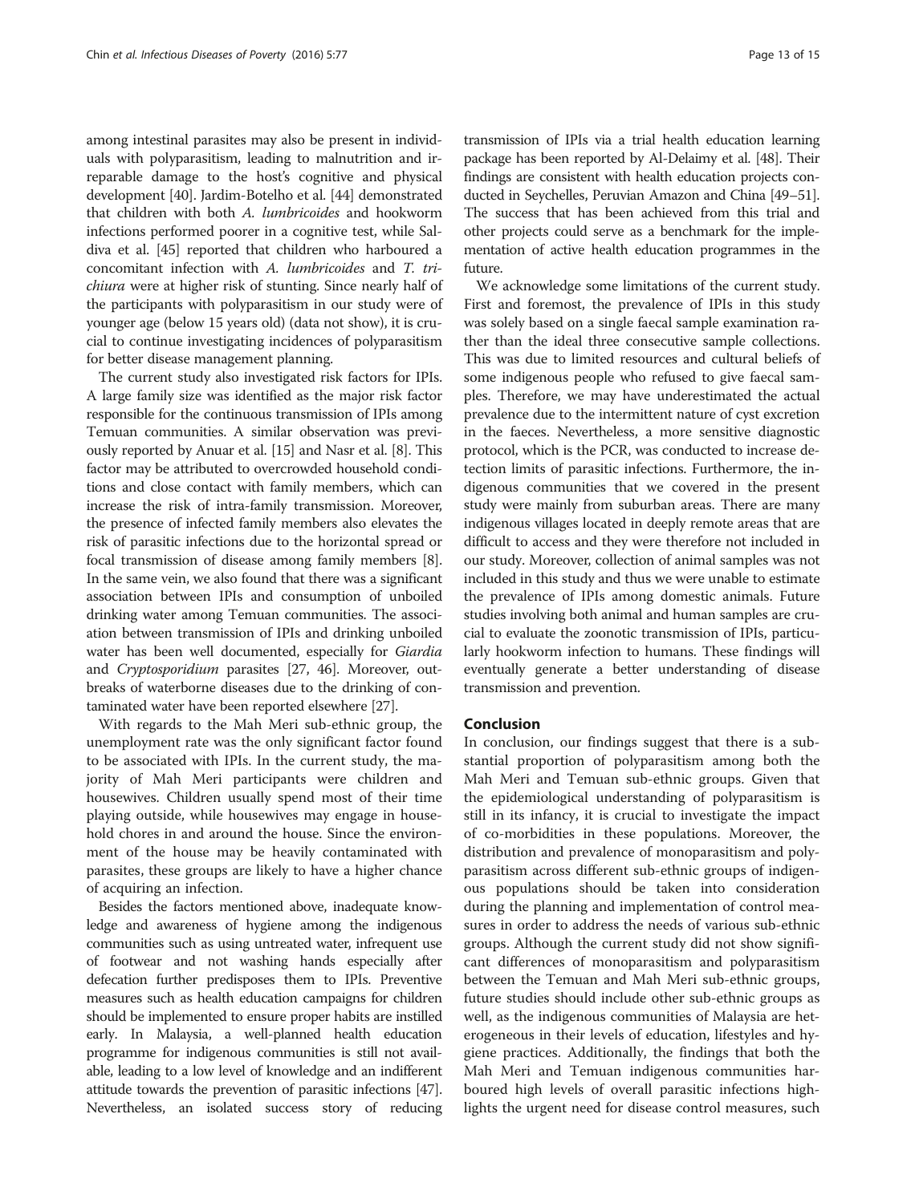among intestinal parasites may also be present in individuals with polyparasitism, leading to malnutrition and irreparable damage to the host's cognitive and physical development [40]. Jardim-Botelho et al. [44] demonstrated that children with both *A. lumbricoides* and hookworm infections performed poorer in a cognitive test, while Saldiva et al. [45] reported that children who harboured a concomitant infection with *A. lumbricoides* and *T. trichiura* were at higher risk of stunting. Since nearly half of the participants with polyparasitism in our study were of younger age (below 15 years old) (data not show), it is crucial to continue investigating incidences of polyparasitism for better disease management planning.

The current study also investigated risk factors for IPIs. A large family size was identified as the major risk factor responsible for the continuous transmission of IPIs among Temuan communities. A similar observation was previously reported by Anuar et al. [15] and Nasr et al. [8]. This factor may be attributed to overcrowded household conditions and close contact with family members, which can increase the risk of intra-family transmission. Moreover, the presence of infected family members also elevates the risk of parasitic infections due to the horizontal spread or focal transmission of disease among family members [8]. In the same vein, we also found that there was a significant association between IPIs and consumption of unboiled drinking water among Temuan communities. The association between transmission of IPIs and drinking unboiled water has been well documented, especially for *Giardia* and *Cryptosporidium* parasites [27, 46]. Moreover, outbreaks of waterborne diseases due to the drinking of contaminated water have been reported elsewhere [27].

With regards to the Mah Meri sub-ethnic group, the unemployment rate was the only significant factor found to be associated with IPIs. In the current study, the majority of Mah Meri participants were children and housewives. Children usually spend most of their time playing outside, while housewives may engage in household chores in and around the house. Since the environment of the house may be heavily contaminated with parasites, these groups are likely to have a higher chance of acquiring an infection.

Besides the factors mentioned above, inadequate knowledge and awareness of hygiene among the indigenous communities such as using untreated water, infrequent use of footwear and not washing hands especially after defecation further predisposes them to IPIs. Preventive measures such as health education campaigns for children should be implemented to ensure proper habits are instilled early. In Malaysia, a well-planned health education programme for indigenous communities is still not available, leading to a low level of knowledge and an indifferent attitude towards the prevention of parasitic infections [47]. Nevertheless, an isolated success story of reducing transmission of IPIs via a trial health education learning package has been reported by Al-Delaimy et al. [48]. Their findings are consistent with health education projects conducted in Seychelles, Peruvian Amazon and China [49–51]. The success that has been achieved from this trial and other projects could serve as a benchmark for the implementation of active health education programmes in the future.

We acknowledge some limitations of the current study. First and foremost, the prevalence of IPIs in this study was solely based on a single faecal sample examination rather than the ideal three consecutive sample collections. This was due to limited resources and cultural beliefs of some indigenous people who refused to give faecal samples. Therefore, we may have underestimated the actual prevalence due to the intermittent nature of cyst excretion in the faeces. Nevertheless, a more sensitive diagnostic protocol, which is the PCR, was conducted to increase detection limits of parasitic infections. Furthermore, the indigenous communities that we covered in the present study were mainly from suburban areas. There are many indigenous villages located in deeply remote areas that are difficult to access and they were therefore not included in our study. Moreover, collection of animal samples was not included in this study and thus we were unable to estimate the prevalence of IPIs among domestic animals. Future studies involving both animal and human samples are crucial to evaluate the zoonotic transmission of IPIs, particularly hookworm infection to humans. These findings will eventually generate a better understanding of disease transmission and prevention.

## Conclusion

In conclusion, our findings suggest that there is a substantial proportion of polyparasitism among both the Mah Meri and Temuan sub-ethnic groups. Given that the epidemiological understanding of polyparasitism is still in its infancy, it is crucial to investigate the impact of co-morbidities in these populations. Moreover, the distribution and prevalence of monoparasitism and polyparasitism across different sub-ethnic groups of indigenous populations should be taken into consideration during the planning and implementation of control measures in order to address the needs of various sub-ethnic groups. Although the current study did not show significant differences of monoparasitism and polyparasitism between the Temuan and Mah Meri sub-ethnic groups, future studies should include other sub-ethnic groups as well, as the indigenous communities of Malaysia are heterogeneous in their levels of education, lifestyles and hygiene practices. Additionally, the findings that both the Mah Meri and Temuan indigenous communities harboured high levels of overall parasitic infections highlights the urgent need for disease control measures, such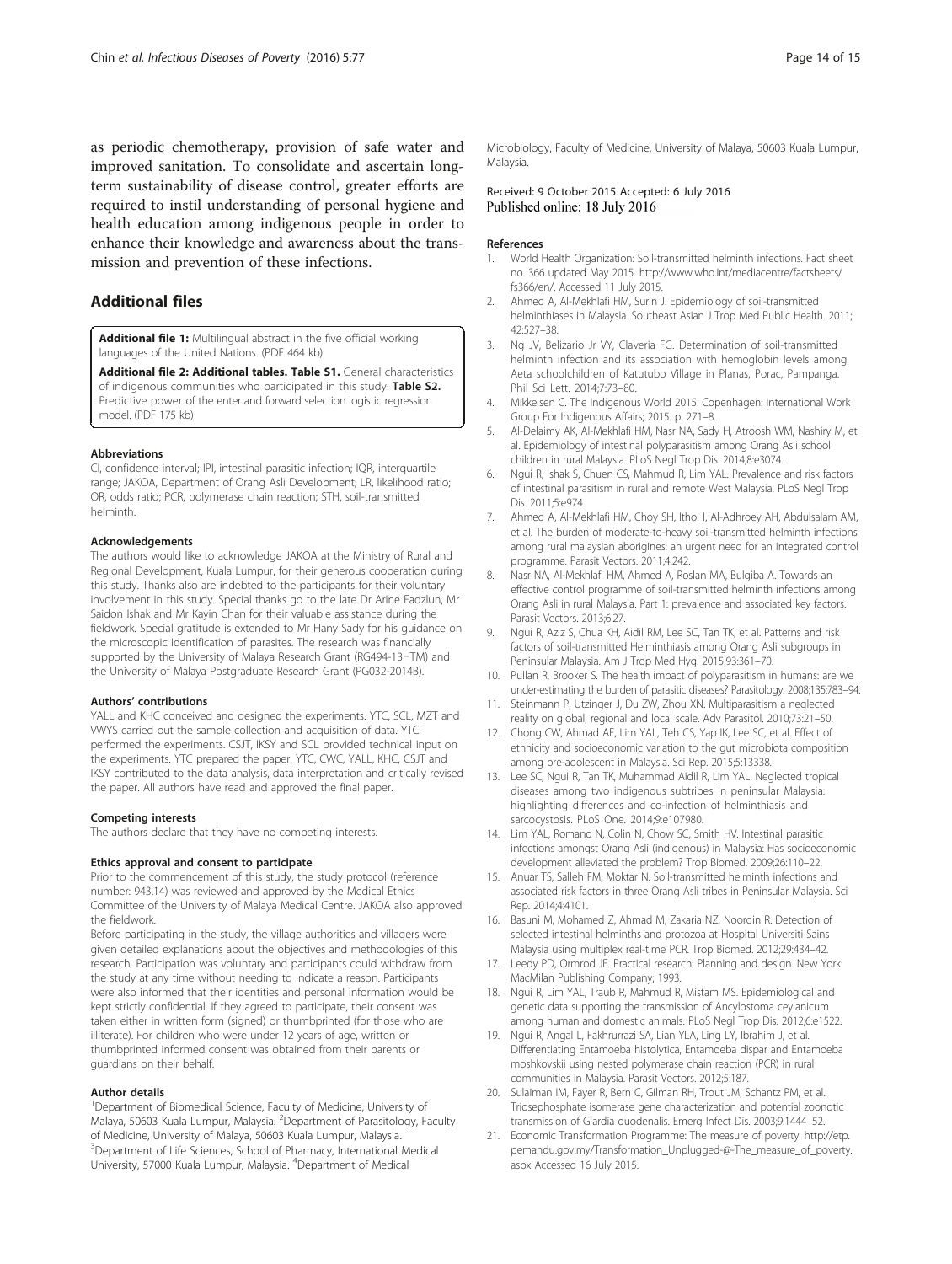as periodic chemotherapy, provision of safe water and improved sanitation. To consolidate and ascertain long-term sustainability of disease control, greater efforts are required to instil understanding of personal hygiene and health education among indigenous people in order to enhance their knowledge and awareness about the transmission and prevention of these infections.

## Additional files

**Additional file 1:** Multilingual abstract in the five official working languages of the United Nations. (PDF 464 kb)

**Additional file 2: Additional tables. Table S1.** General characteristics of indigenous communities who participated in this study. **Table S2.** Predictive power of the enter and forward selection logistic regression model. (PDF 175 kb)

#### Abbreviations

CI, confidence interval; IPI, intestinal parasitic infection; IQR, interquartile range; JAKOA, Department of Orang Asli Development; LR, likelihood ratio; OR, odds ratio; PCR, polymerase chain reaction; STH, soil-transmitted helminth.

#### Acknowledgements

The authors would like to acknowledge JAKOA at the Ministry of Rural and Regional Development, Kuala Lumpur, for their generous cooperation during this study. Thanks also are indebted to the participants for their voluntary involvement in this study. Special thanks go to the late Dr Arine Fadzlun, Mr Saidon Ishak and Mr Kayin Chan for their valuable assistance during the fieldwork. Special gratitude is extended to Mr Hany Sady for his guidance on the microscopic identification of parasites. The research was financially supported by the University of Malaya Research Grant (RG494-13HTM) and the University of Malaya Postgraduate Research Grant (PG032-2014B).

#### Authors' contributions

YALL and KHC conceived and designed the experiments. YTC, SCL, MZT and VWYS carried out the sample collection and acquisition of data. YTC performed the experiments. CSJT, IKSY and SCL provided technical input on the experiments. YTC prepared the paper. YTC, CWC, YALL, KHC, CSJT and IKSY contributed to the data analysis, data interpretation and critically revised the paper. All authors have read and approved the final paper.

#### Competing interests

The authors declare that they have no competing interests.

#### Ethics approval and consent to participate

Prior to the commencement of this study, the study protocol (reference number: 943.14) was reviewed and approved by the Medical Ethics Committee of the University of Malaya Medical Centre. JAKOA also approved the fieldwork.

Before participating in the study, the village authorities and villagers were given detailed explanations about the objectives and methodologies of this research. Participation was voluntary and participants could withdraw from the study at any time without needing to indicate a reason. Participants were also informed that their identities and personal information would be kept strictly confidential. If they agreed to participate, their consent was taken either in written form (signed) or thumbprinted (for those who are illiterate). For children who were under 12 years of age, written or thumbprinted informed consent was obtained from their parents or guardians on their behalf.

#### Author details

[1]Department of Biomedical Science, Faculty of Medicine, University of Malaya, 50603 Kuala Lumpur, Malaysia. [2]Department of Parasitology, Faculty of Medicine, University of Malaya, 50603 Kuala Lumpur, Malaysia. [3]Department of Life Sciences, School of Pharmacy, International Medical University, 57000 Kuala Lumpur, Malaysia. [4]Department of Medical Microbiology, Faculty of Medicine, University of Malaya, 50603 Kuala Lumpur, Malaysia.

Received: 9 October 2015 Accepted: 6 July 2016
Published online: 18 July 2016

#### References

1. World Health Organization: Soil-transmitted helminth infections. Fact sheet no. 366 updated May 2015. http://www.who.int/mediacentre/factsheets/fs366/en/. Accessed 11 July 2015.
2. Ahmed A, Al-Mekhlafi HM, Surin J. Epidemiology of soil-transmitted helminthiases in Malaysia. Southeast Asian J Trop Med Public Health. 2011;42:527–38.
3. Ng JV, Belizario Jr VY, Claveria FG. Determination of soil-transmitted helminth infection and its association with hemoglobin levels among Aeta schoolchildren of Katutubo Village in Planas, Porac, Pampanga. Phil Sci Lett. 2014;7:73–80.
4. Mikkelsen C. The Indigenous World 2015. Copenhagen: International Work Group For Indigenous Affairs; 2015. p. 271–8.
5. Al-Delaimy AK, Al-Mekhlafi HM, Nasr NA, Sady H, Atroosh WM, Nashiry M, et al. Epidemiology of intestinal polyparasitism among Orang Asli school children in rural Malaysia. PLoS Negl Trop Dis. 2014;8:e3074.
6. Ngui R, Ishak S, Chuen CS, Mahmud R, Lim YAL. Prevalence and risk factors of intestinal parasitism in rural and remote West Malaysia. PLoS Negl Trop Dis. 2011;5:e974.
7. Ahmed A, Al-Mekhlafi HM, Choy SH, Ithoi I, Al-Adhroey AH, Abdulsalam AM, et al. The burden of moderate-to-heavy soil-transmitted helminth infections among rural malaysian aborigines: an urgent need for an integrated control programme. Parasit Vectors. 2011;4:242.
8. Nasr NA, Al-Mekhlafi HM, Ahmed A, Roslan MA, Bulgiba A. Towards an effective control programme of soil-transmitted helminth infections among Orang Asli in rural Malaysia. Part 1: prevalence and associated key factors. Parasit Vectors. 2013;6:27.
9. Ngui R, Aziz S, Chua KH, Aidil RM, Lee SC, Tan TK, et al. Patterns and risk factors of soil-transmitted Helminthiasis among Orang Asli subgroups in Peninsular Malaysia. Am J Trop Med Hyg. 2015;93:361–70.
10. Pullan R, Brooker S. The health impact of polyparasitism in humans: are we under-estimating the burden of parasitic diseases? Parasitology. 2008;135:783–94.
11. Steinmann P, Utzinger J, Du ZW, Zhou XN. Multiparasitism a neglected reality on global, regional and local scale. Adv Parasitol. 2010;73:21–50.
12. Chong CW, Ahmad AF, Lim YAL, Teh CS, Yap IK, Lee SC, et al. Effect of ethnicity and socioeconomic variation to the gut microbiota composition among pre-adolescent in Malaysia. Sci Rep. 2015;5:13338.
13. Lee SC, Ngui R, Tan TK, Muhammad Aidil R, Lim YAL. Neglected tropical diseases among two indigenous subtribes in peninsular Malaysia: highlighting differences and co-infection of helminthiasis and sarcocystosis. PLoS One. 2014;9:e107980.
14. Lim YAL, Romano N, Colin N, Chow SC, Smith HV. Intestinal parasitic infections amongst Orang Asli (indigenous) in Malaysia: Has socioeconomic development alleviated the problem? Trop Biomed. 2009;26:110–22.
15. Anuar TS, Salleh FM, Moktar N. Soil-transmitted helminth infections and associated risk factors in three Orang Asli tribes in Peninsular Malaysia. Sci Rep. 2014;4:4101.
16. Basuni M, Mohamed Z, Ahmad M, Zakaria NZ, Noordin R. Detection of selected intestinal helminths and protozoa at Hospital Universiti Sains Malaysia using multiplex real-time PCR. Trop Biomed. 2012;29:434–42.
17. Leedy PD, Ormrod JE. Practical research: Planning and design. New York: MacMilan Publishing Company; 1993.
18. Ngui R, Lim YAL, Traub R, Mahmud R, Mistam MS. Epidemiological and genetic data supporting the transmission of Ancylostoma ceylanicum among human and domestic animals. PLoS Negl Trop Dis. 2012;6:e1522.
19. Ngui R, Angal L, Fakhrurrazi SA, Lian YLA, Ling LY, Ibrahim J, et al. Differentiating Entamoeba histolytica, Entamoeba dispar and Entamoeba moshkovskii using nested polymerase chain reaction (PCR) in rural communities in Malaysia. Parasit Vectors. 2012;5:187.
20. Sulaiman IM, Fayer R, Bern C, Gilman RH, Trout JM, Schantz PM, et al. Triosephosphate isomerase gene characterization and potential zoonotic transmission of Giardia duodenalis. Emerg Infect Dis. 2003;9:1444–52.
21. Economic Transformation Programme: The measure of poverty. http://etp.pemandu.gov.my/Transformation_Unplugged-@-The_measure_of_poverty.aspx Accessed 16 July 2015.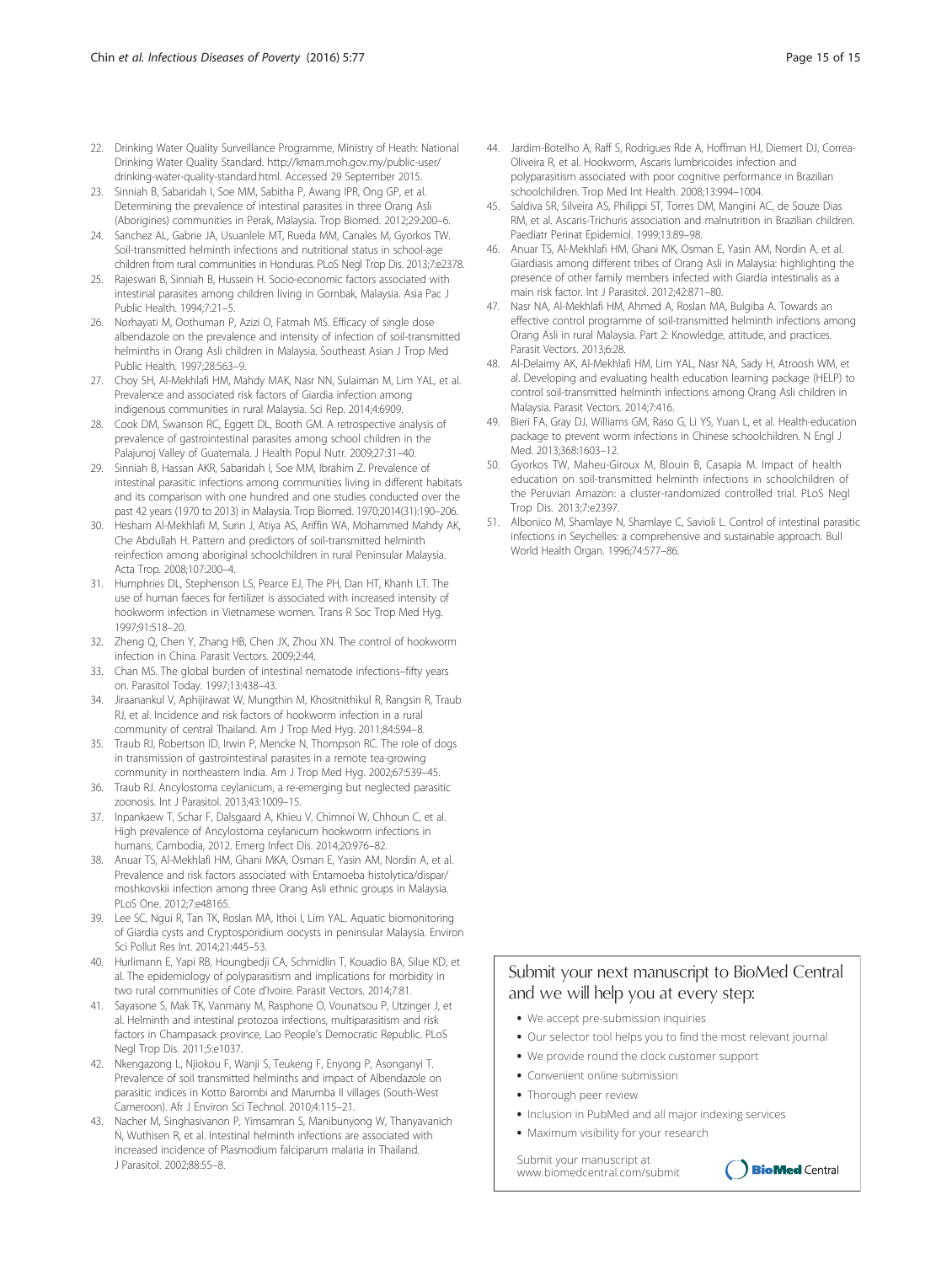22. Drinking Water Quality Surveillance Programme, Ministry of Heath: National Drinking Water Quality Standard. http://kmam.moh.gov.my/public-user/drinking-water-quality-standard.html. Accessed 29 September 2015.
23. Sinniah B, Sabaridah I, Soe MM, Sabitha P, Awang IPR, Ong GP, et al. Determining the prevalence of intestinal parasites in three Orang Asli (Aborigines) communities in Perak, Malaysia. Trop Biomed. 2012;29:200–6.
24. Sanchez AL, Gabrie JA, Usuanlele MT, Rueda MM, Canales M, Gyorkos TW. Soil-transmitted helminth infections and nutritional status in school-age children from rural communities in Honduras. PLoS Negl Trop Dis. 2013;7:e2378.
25. Rajeswari B, Sinniah B, Hussein H. Socio-economic factors associated with intestinal parasites among children living in Gombak, Malaysia. Asia Pac J Public Health. 1994;7:21–5.
26. Norhayati M, Oothuman P, Azizi O, Fatmah MS. Efficacy of single dose albendazole on the prevalence and intensity of infection of soil-transmitted helminths in Orang Asli children in Malaysia. Southeast Asian J Trop Med Public Health. 1997;28:563–9.
27. Choy SH, Al-Mekhlafi HM, Mahdy MAK, Nasr NN, Sulaiman M, Lim YAL, et al. Prevalence and associated risk factors of Giardia infection among indigenous communities in rural Malaysia. Sci Rep. 2014;4:6909.
28. Cook DM, Swanson RC, Eggett DL, Booth GM. A retrospective analysis of prevalence of gastrointestinal parasites among school children in the Palajunoj Valley of Guatemala. J Health Popul Nutr. 2009;27:31–40.
29. Sinniah B, Hassan AKR, Sabaridah I, Soe MM, Ibrahim Z. Prevalence of intestinal parasitic infections among communities living in different habitats and its comparison with one hundred and one studies conducted over the past 42 years (1970 to 2013) in Malaysia. Trop Biomed. 1970;2014(31):190–206.
30. Hesham Al-Mekhlafi M, Surin J, Atiya AS, Ariffin WA, Mohammed Mahdy AK, Che Abdullah H. Pattern and predictors of soil-transmitted helminth reinfection among aboriginal schoolchildren in rural Peninsular Malaysia. Acta Trop. 2008;107:200–4.
31. Humphries DL, Stephenson LS, Pearce EJ, The PH, Dan HT, Khanh LT. The use of human faeces for fertilizer is associated with increased intensity of hookworm infection in Vietnamese women. Trans R Soc Trop Med Hyg. 1997;91:518–20.
32. Zheng Q, Chen Y, Zhang HB, Chen JX, Zhou XN. The control of hookworm infection in China. Parasit Vectors. 2009;2:44.
33. Chan MS. The global burden of intestinal nematode infections–fifty years on. Parasitol Today. 1997;13:438–43.
34. Jiraanankul V, Aphijirawat W, Mungthin M, Khositnithikul R, Rangsin R, Traub RJ, et al. Incidence and risk factors of hookworm infection in a rural community of central Thailand. Am J Trop Med Hyg. 2011;84:594–8.
35. Traub RJ, Robertson ID, Irwin P, Mencke N, Thompson RC. The role of dogs in transmission of gastrointestinal parasites in a remote tea-growing community in northeastern India. Am J Trop Med Hyg. 2002;67:539–45.
36. Traub RJ. Ancylostoma ceylanicum, a re-emerging but neglected parasitic zoonosis. Int J Parasitol. 2013;43:1009–15.
37. Inpankaew T, Schar F, Dalsgaard A, Khieu V, Chimnoi W, Chhoun C, et al. High prevalence of Ancylostoma ceylanicum hookworm infections in humans, Cambodia, 2012. Emerg Infect Dis. 2014;20:976–82.
38. Anuar TS, Al-Mekhlafi HM, Ghani MKA, Osman E, Yasin AM, Nordin A, et al. Prevalence and risk factors associated with Entamoeba histolytica/dispar/moshkovskii infection among three Orang Asli ethnic groups in Malaysia. PLoS One. 2012;7:e48165.
39. Lee SC, Ngui R, Tan TK, Roslan MA, Ithoi I, Lim YAL. Aquatic biomonitoring of Giardia cysts and Cryptosporidium oocysts in peninsular Malaysia. Environ Sci Pollut Res Int. 2014;21:445–53.
40. Hurlimann E, Yapi RB, Houngbedji CA, Schmidlin T, Kouadio BA, Silue KD, et al. The epidemiology of polyparasitism and implications for morbidity in two rural communities of Cote d'Ivoire. Parasit Vectors. 2014;7:81.
41. Sayasone S, Mak TK, Vanmany M, Rasphone O, Vounatsou P, Utzinger J, et al. Helminth and intestinal protozoa infections, multiparasitism and risk factors in Champasack province, Lao People's Democratic Republic. PLoS Negl Trop Dis. 2011;5:e1037.
42. Nkengazong L, Njiokou F, Wanji S, Teukeng F, Enyong P, Asonganyi T. Prevalence of soil transmitted helminths and impact of Albendazole on parasitic indices in Kotto Barombi and Marumba II villages (South-West Cameroon). Afr J Environ Sci Technol. 2010;4:115–21.
43. Nacher M, Singhasivanon P, Yimsamran S, Manibunyong W, Thanyavanich N, Wuthisen R, et al. Intestinal helminth infections are associated with increased incidence of Plasmodium falciparum malaria in Thailand. J Parasitol. 2002;88:55–8.
44. Jardim-Botelho A, Raff S, Rodrigues Rde A, Hoffman HJ, Diemert DJ, Correa-Oliveira R, et al. Hookworm, Ascaris lumbricoides infection and polyparasitism associated with poor cognitive performance in Brazilian schoolchildren. Trop Med Int Health. 2008;13:994–1004.
45. Saldiva SR, Silveira AS, Philippi ST, Torres DM, Mangini AC, de Souze Dias RM, et al. Ascaris-Trichuris association and malnutrition in Brazilian children. Paediatr Perinat Epidemiol. 1999;13:89–98.
46. Anuar TS, Al-Mekhlafi HM, Ghani MK, Osman E, Yasin AM, Nordin A, et al. Giardiasis among different tribes of Orang Asli in Malaysia: highlighting the presence of other family members infected with Giardia intestinalis as a main risk factor. Int J Parasitol. 2012;42:871–80.
47. Nasr NA, Al-Mekhlafi HM, Ahmed A, Roslan MA, Bulgiba A. Towards an effective control programme of soil-transmitted helminth infections among Orang Asli in rural Malaysia. Part 2: Knowledge, attitude, and practices. Parasit Vectors. 2013;6:28.
48. Al-Delaimy AK, Al-Mekhlafi HM, Lim YAL, Nasr NA, Sady H, Atroosh WM, et al. Developing and evaluating health education learning package (HELP) to control soil-transmitted helminth infections among Orang Asli children in Malaysia. Parasit Vectors. 2014;7:416.
49. Bieri FA, Gray DJ, Williams GM, Raso G, Li YS, Yuan L, et al. Health-education package to prevent worm infections in Chinese schoolchildren. N Engl J Med. 2013;368:1603–12.
50. Gyorkos TW, Maheu-Giroux M, Blouin B, Casapia M. Impact of health education on soil-transmitted helminth infections in schoolchildren of the Peruvian Amazon: a cluster-randomized controlled trial. PLoS Negl Trop Dis. 2013;7:e2397.
51. Albonico M, Shamlaye N, Shamlaye C, Savioli L. Control of intestinal parasitic infections in Seychelles: a comprehensive and sustainable approach. Bull World Health Organ. 1996;74:577–86.

## Submit your next manuscript to BioMed Central and we will help you at every step:

- We accept pre-submission inquiries
- Our selector tool helps you to find the most relevant journal
- We provide round the clock customer support
- Convenient online submission
- Thorough peer review
- Inclusion in PubMed and all major indexing services
- Maximum visibility for your research

Submit your manuscript at
www.biomedcentral.com/submit

BioMed Central